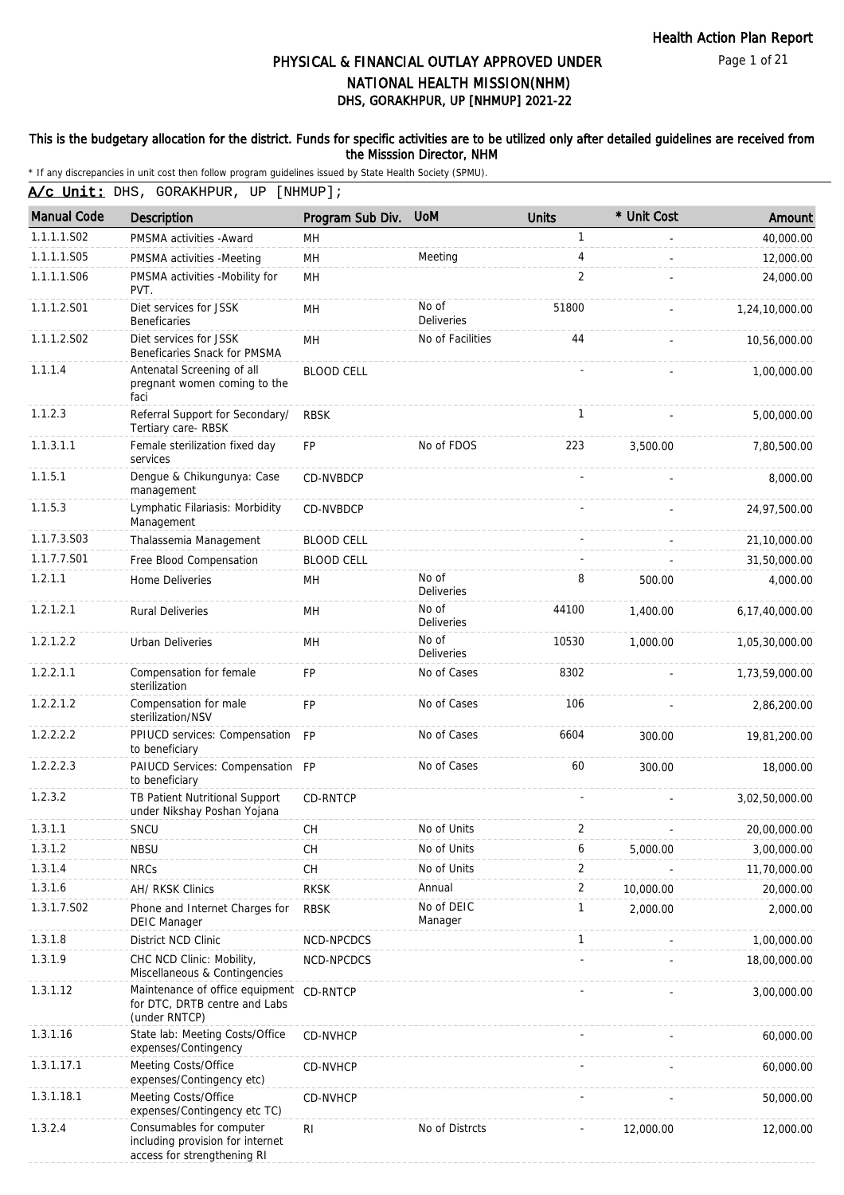Health Action Plan Report

# PHYSICAL & FINANCIAL OUTLAY APPROVED UNDER NATIONAL HEALTH MISSION(NHM)
## DHS, GORAKHPUR, UP [NHMUP] 2021-22

**This is the budgetary allocation for the district. Funds for specific activities are to be utilized only after detailed guidelines are received from the Misssion Director, NHM**

* If any discrepancies in unit cost then follow program guidelines issued by State Health Society (SPMU).

**A/c Unit:** DHS, GORAKHPUR, UP [NHMUP];

| Manual Code | Description | Program Sub Div. | UoM | Units | * Unit Cost | Amount |
|---|---|---|---|---|---|---|
| 1.1.1.1.S02 | PMSMA activities -Award | MH | | 1 | - | 40,000.00 |
| 1.1.1.1.S05 | PMSMA activities -Meeting | MH | Meeting | 4 | - | 12,000.00 |
| 1.1.1.1.S06 | PMSMA activities -Mobility for PVT. | MH | | 2 | - | 24,000.00 |
| 1.1.1.2.S01 | Diet services for JSSK Beneficaries | MH | No of Deliveries | 51800 | - | 1,24,10,000.00 |
| 1.1.1.2.S02 | Diet services for JSSK Beneficaries Snack for PMSMA | MH | No of Facilities | 44 | - | 10,56,000.00 |
| 1.1.1.4 | Antenatal Screening of all pregnant women coming to the faci | BLOOD CELL | | - | - | 1,00,000.00 |
| 1.1.2.3 | Referral Support for Secondary/ Tertiary care- RBSK | RBSK | | 1 | - | 5,00,000.00 |
| 1.1.3.1.1 | Female sterilization fixed day services | FP | No of FDOS | 223 | 3,500.00 | 7,80,500.00 |
| 1.1.5.1 | Dengue & Chikungunya: Case management | CD-NVBDCP | | - | - | 8,000.00 |
| 1.1.5.3 | Lymphatic Filariasis: Morbidity Management | CD-NVBDCP | | - | - | 24,97,500.00 |
| 1.1.7.3.S03 | Thalassemia Management | BLOOD CELL | | - | - | 21,10,000.00 |
| 1.1.7.7.S01 | Free Blood Compensation | BLOOD CELL | | - | - | 31,50,000.00 |
| 1.2.1.1 | Home Deliveries | MH | No of Deliveries | 8 | 500.00 | 4,000.00 |
| 1.2.1.2.1 | Rural Deliveries | MH | No of Deliveries | 44100 | 1,400.00 | 6,17,40,000.00 |
| 1.2.1.2.2 | Urban Deliveries | MH | No of Deliveries | 10530 | 1,000.00 | 1,05,30,000.00 |
| 1.2.2.1.1 | Compensation for female sterilization | FP | No of Cases | 8302 | - | 1,73,59,000.00 |
| 1.2.2.1.2 | Compensation for male sterilization/NSV | FP | No of Cases | 106 | - | 2,86,200.00 |
| 1.2.2.2.2 | PPIUCD services: Compensation to beneficiary | FP | No of Cases | 6604 | 300.00 | 19,81,200.00 |
| 1.2.2.2.3 | PAIUCD Services: Compensation to beneficiary | FP | No of Cases | 60 | 300.00 | 18,000.00 |
| 1.2.3.2 | TB Patient Nutritional Support under Nikshay Poshan Yojana | CD-RNTCP | | - | - | 3,02,50,000.00 |
| 1.3.1.1 | SNCU | CH | No of Units | 2 | - | 20,00,000.00 |
| 1.3.1.2 | NBSU | CH | No of Units | 6 | 5,000.00 | 3,00,000.00 |
| 1.3.1.4 | NRCs | CH | No of Units | 2 | - | 11,70,000.00 |
| 1.3.1.6 | AH/ RKSK Clinics | RKSK | Annual | 2 | 10,000.00 | 20,000.00 |
| 1.3.1.7.S02 | Phone and Internet Charges for DEIC Manager | RBSK | No of DEIC Manager | 1 | 2,000.00 | 2,000.00 |
| 1.3.1.8 | District NCD Clinic | NCD-NPCDCS | | 1 | - | 1,00,000.00 |
| 1.3.1.9 | CHC NCD Clinic: Mobility, Miscellaneous & Contingencies | NCD-NPCDCS | | - | - | 18,00,000.00 |
| 1.3.1.12 | Maintenance of office equipment for DTC, DRTB centre and Labs (under RNTCP) | CD-RNTCP | | - | - | 3,00,000.00 |
| 1.3.1.16 | State lab: Meeting Costs/Office expenses/Contingency | CD-NVHCP | | - | - | 60,000.00 |
| 1.3.1.17.1 | Meeting Costs/Office expenses/Contingency etc) | CD-NVHCP | | - | - | 60,000.00 |
| 1.3.1.18.1 | Meeting Costs/Office expenses/Contingency etc TC) | CD-NVHCP | | - | - | 50,000.00 |
| 1.3.2.4 | Consumables for computer including provision for internet access for strengthening RI | RI | No of Distrcts | - | 12,000.00 | 12,000.00 |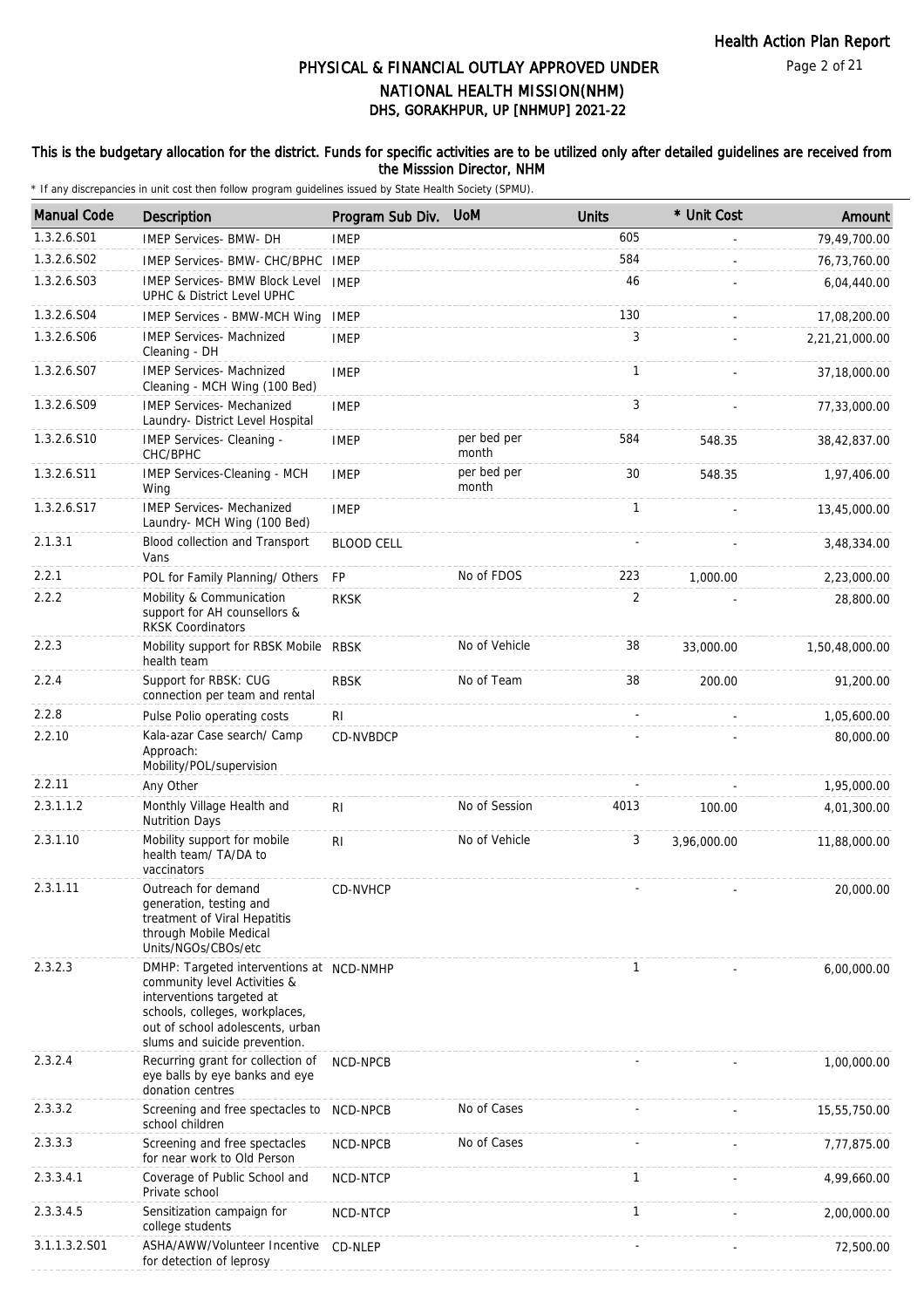# PHYSICAL & FINANCIAL OUTLAY APPROVED UNDER NATIONAL HEALTH MISSION(NHM)
## DHS, GORAKHPUR, UP [NHMUP] 2021-22

**This is the budgetary allocation for the district. Funds for specific activities are to be utilized only after detailed guidelines are received from the Misssion Director, NHM**

\* If any discrepancies in unit cost then follow program guidelines issued by State Health Society (SPMU).

| Manual Code | Description | Program Sub Div. | UoM | Units | * Unit Cost | Amount |
|---|---|---|---|---|---|---|
| 1.3.2.6.S01 | IMEP Services- BMW- DH | IMEP | | 605 | - | 79,49,700.00 |
| 1.3.2.6.S02 | IMEP Services- BMW- CHC/BPHC | IMEP | | 584 | - | 76,73,760.00 |
| 1.3.2.6.S03 | IMEP Services- BMW Block Level UPHC & District Level UPHC | IMEP | | 46 | - | 6,04,440.00 |
| 1.3.2.6.S04 | IMEP Services - BMW-MCH Wing | IMEP | | 130 | - | 17,08,200.00 |
| 1.3.2.6.S06 | IMEP Services- Machnized Cleaning - DH | IMEP | | 3 | - | 2,21,21,000.00 |
| 1.3.2.6.S07 | IMEP Services- Machnized Cleaning - MCH Wing (100 Bed) | IMEP | | 1 | - | 37,18,000.00 |
| 1.3.2.6.S09 | IMEP Services- Mechanized Laundry- District Level Hospital | IMEP | | 3 | - | 77,33,000.00 |
| 1.3.2.6.S10 | IMEP Services- Cleaning - CHC/BPHC | IMEP | per bed per month | 584 | 548.35 | 38,42,837.00 |
| 1.3.2.6.S11 | IMEP Services-Cleaning - MCH Wing | IMEP | per bed per month | 30 | 548.35 | 1,97,406.00 |
| 1.3.2.6.S17 | IMEP Services- Mechanized Laundry- MCH Wing (100 Bed) | IMEP | | 1 | - | 13,45,000.00 |
| 2.1.3.1 | Blood collection and Transport Vans | BLOOD CELL | | - | - | 3,48,334.00 |
| 2.2.1 | POL for Family Planning/ Others | FP | No of FDOS | 223 | 1,000.00 | 2,23,000.00 |
| 2.2.2 | Mobility & Communication support for AH counsellors & RKSK Coordinators | RKSK | | 2 | - | 28,800.00 |
| 2.2.3 | Mobility support for RBSK Mobile health team | RBSK | No of Vehicle | 38 | 33,000.00 | 1,50,48,000.00 |
| 2.2.4 | Support for RBSK: CUG connection per team and rental | RBSK | No of Team | 38 | 200.00 | 91,200.00 |
| 2.2.8 | Pulse Polio operating costs | RI | | - | - | 1,05,600.00 |
| 2.2.10 | Kala-azar Case search/ Camp Approach: Mobility/POL/supervision | CD-NVBDCP | | - | - | 80,000.00 |
| 2.2.11 | Any Other | | | - | - | 1,95,000.00 |
| 2.3.1.1.2 | Monthly Village Health and Nutrition Days | RI | No of Session | 4013 | 100.00 | 4,01,300.00 |
| 2.3.1.10 | Mobility support for mobile health team/ TA/DA to vaccinators | RI | No of Vehicle | 3 | 3,96,000.00 | 11,88,000.00 |
| 2.3.1.11 | Outreach for demand generation, testing and treatment of Viral Hepatitis through Mobile Medical Units/NGOs/CBOs/etc | CD-NVHCP | | - | - | 20,000.00 |
| 2.3.2.3 | DMHP: Targeted interventions at community level Activities & interventions targeted at schools, colleges, workplaces, out of school adolescents, urban slums and suicide prevention. | NCD-NMHP | | 1 | - | 6,00,000.00 |
| 2.3.2.4 | Recurring grant for collection of eye balls by eye banks and eye donation centres | NCD-NPCB | | - | - | 1,00,000.00 |
| 2.3.3.2 | Screening and free spectacles to school children | NCD-NPCB | No of Cases | - | - | 15,55,750.00 |
| 2.3.3.3 | Screening and free spectacles for near work to Old Person | NCD-NPCB | No of Cases | - | - | 7,77,875.00 |
| 2.3.3.4.1 | Coverage of Public School and Private school | NCD-NTCP | | 1 | - | 4,99,660.00 |
| 2.3.3.4.5 | Sensitization campaign for college students | NCD-NTCP | | 1 | - | 2,00,000.00 |
| 3.1.1.3.2.S01 | ASHA/AWW/Volunteer Incentive for detection of leprosy | CD-NLEP | | - | - | 72,500.00 |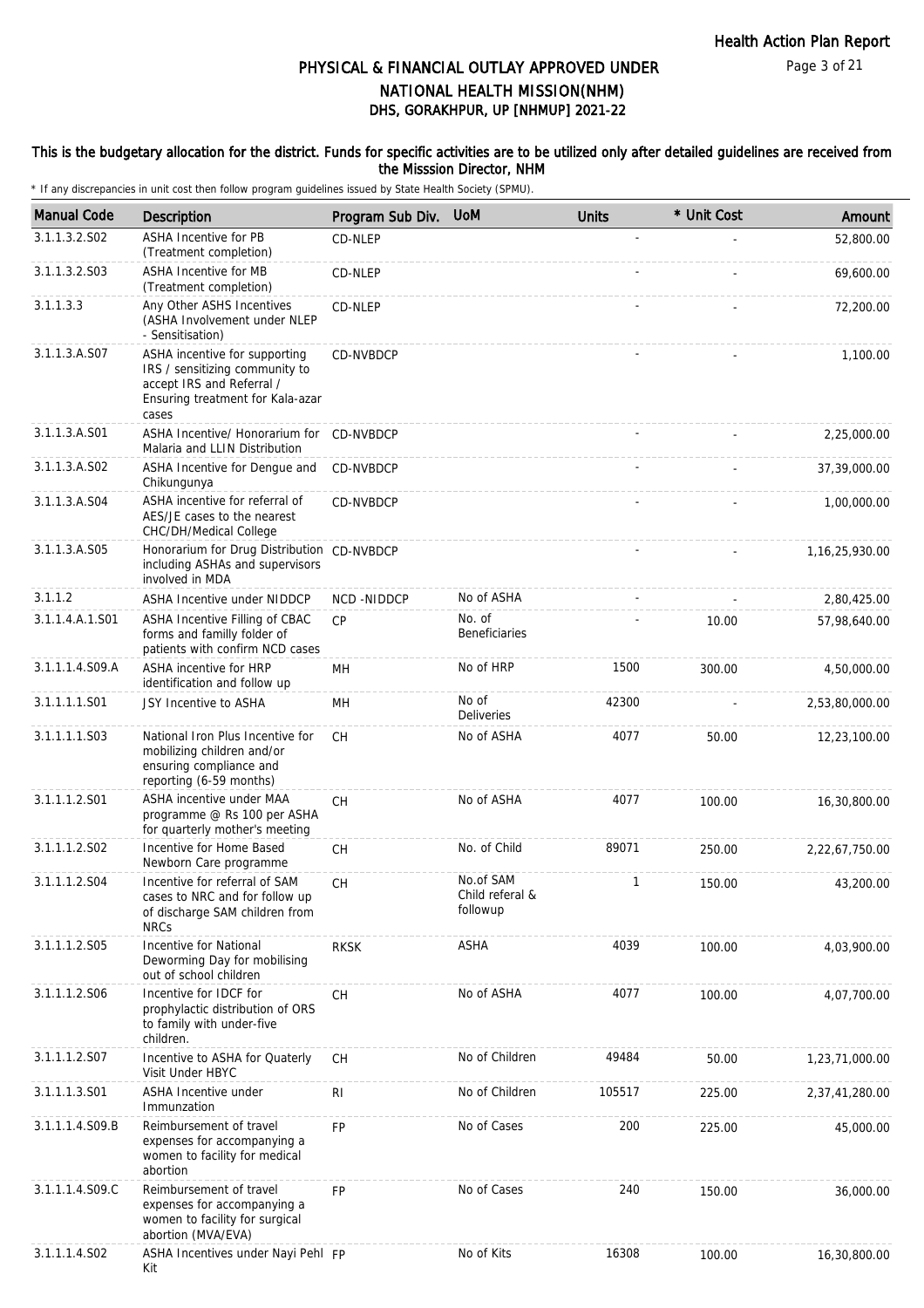# PHYSICAL & FINANCIAL OUTLAY APPROVED UNDER NATIONAL HEALTH MISSION(NHM)

## DHS, GORAKHPUR, UP [NHMUP] 2021-22

**This is the budgetary allocation for the district. Funds for specific activities are to be utilized only after detailed guidelines are received from the Misssion Director, NHM**

\* If any discrepancies in unit cost then follow program guidelines issued by State Health Society (SPMU).

| Manual Code | Description | Program Sub Div. | UoM | Units | * Unit Cost | Amount |
|---|---|---|---|---|---|---|
| 3.1.1.3.2.S02 | ASHA Incentive for PB (Treatment completion) | CD-NLEP | | - | - | 52,800.00 |
| 3.1.1.3.2.S03 | ASHA Incentive for MB (Treatment completion) | CD-NLEP | | - | - | 69,600.00 |
| 3.1.1.3.3 | Any Other ASHS Incentives (ASHA Involvement under NLEP - Sensitisation) | CD-NLEP | | - | - | 72,200.00 |
| 3.1.1.3.A.S07 | ASHA incentive for supporting IRS / sensitizing community to accept IRS and Referral / Ensuring treatment for Kala-azar cases | CD-NVBDCP | | - | - | 1,100.00 |
| 3.1.1.3.A.S01 | ASHA Incentive/ Honorarium for Malaria and LLIN Distribution | CD-NVBDCP | | - | - | 2,25,000.00 |
| 3.1.1.3.A.S02 | ASHA Incentive for Dengue and Chikungunya | CD-NVBDCP | | - | - | 37,39,000.00 |
| 3.1.1.3.A.S04 | ASHA incentive for referral of AES/JE cases to the nearest CHC/DH/Medical College | CD-NVBDCP | | - | - | 1,00,000.00 |
| 3.1.1.3.A.S05 | Honorarium for Drug Distribution including ASHAs and supervisors involved in MDA | CD-NVBDCP | | - | - | 1,16,25,930.00 |
| 3.1.1.2 | ASHA Incentive under NIDDCP | NCD -NIDDCP | No of ASHA | - | - | 2,80,425.00 |
| 3.1.1.4.A.1.S01 | ASHA Incentive Filling of CBAC forms and familly folder of patients with confirm NCD cases | CP | No. of Beneficiaries | - | 10.00 | 57,98,640.00 |
| 3.1.1.1.4.S09.A | ASHA incentive for HRP identification and follow up | MH | No of HRP | 1500 | 300.00 | 4,50,000.00 |
| 3.1.1.1.1.S01 | JSY Incentive to ASHA | MH | No of Deliveries | 42300 | - | 2,53,80,000.00 |
| 3.1.1.1.1.S03 | National Iron Plus Incentive for mobilizing children and/or ensuring compliance and reporting (6-59 months) | CH | No of ASHA | 4077 | 50.00 | 12,23,100.00 |
| 3.1.1.1.2.S01 | ASHA incentive under MAA programme @ Rs 100 per ASHA for quarterly mother's meeting | CH | No of ASHA | 4077 | 100.00 | 16,30,800.00 |
| 3.1.1.1.2.S02 | Incentive for Home Based Newborn Care programme | CH | No. of Child | 89071 | 250.00 | 2,22,67,750.00 |
| 3.1.1.1.2.S04 | Incentive for referral of SAM cases to NRC and for follow up of discharge SAM children from NRCs | CH | No.of SAM Child referal & followup | 1 | 150.00 | 43,200.00 |
| 3.1.1.1.2.S05 | Incentive for National Deworming Day for mobilising out of school children | RKSK | ASHA | 4039 | 100.00 | 4,03,900.00 |
| 3.1.1.1.2.S06 | Incentive for IDCF for prophylactic distribution of ORS to family with under-five children. | CH | No of ASHA | 4077 | 100.00 | 4,07,700.00 |
| 3.1.1.1.2.S07 | Incentive to ASHA for Quaterly Visit Under HBYC | CH | No of Children | 49484 | 50.00 | 1,23,71,000.00 |
| 3.1.1.1.3.S01 | ASHA Incentive under Immunzation | RI | No of Children | 105517 | 225.00 | 2,37,41,280.00 |
| 3.1.1.1.4.S09.B | Reimbursement of travel expenses for accompanying a women to facility for medical abortion | FP | No of Cases | 200 | 225.00 | 45,000.00 |
| 3.1.1.1.4.S09.C | Reimbursement of travel expenses for accompanying a women to facility for surgical abortion (MVA/EVA) | FP | No of Cases | 240 | 150.00 | 36,000.00 |
| 3.1.1.1.4.S02 | ASHA Incentives under Nayi Pehl Kit | FP | No of Kits | 16308 | 100.00 | 16,30,800.00 |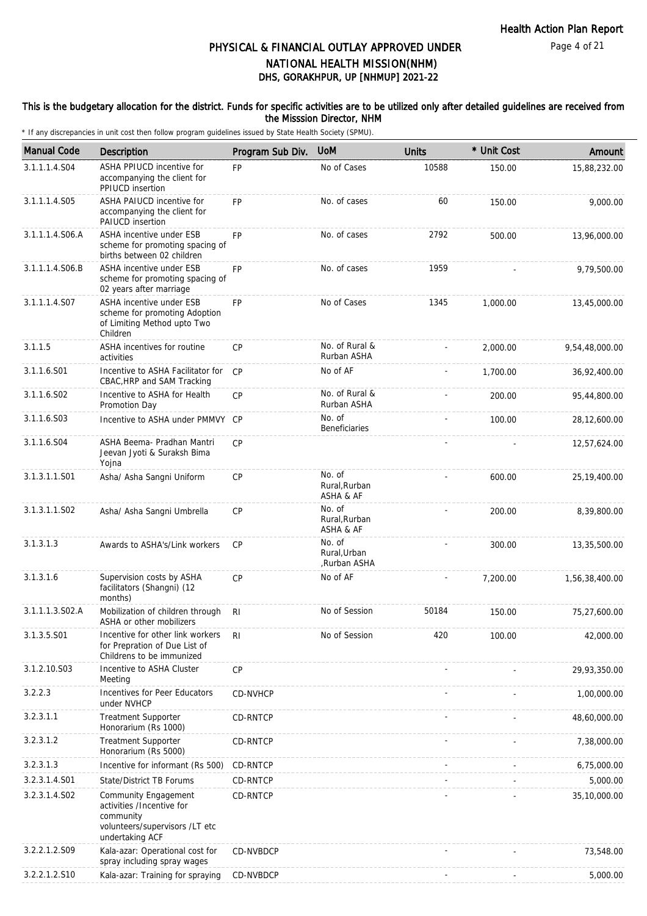# PHYSICAL & FINANCIAL OUTLAY APPROVED UNDER NATIONAL HEALTH MISSION(NHM)
## DHS, GORAKHPUR, UP [NHMUP] 2021-22

**This is the budgetary allocation for the district. Funds for specific activities are to be utilized only after detailed guidelines are received from the Misssion Director, NHM**

\* If any discrepancies in unit cost then follow program guidelines issued by State Health Society (SPMU).

| Manual Code | Description | Program Sub Div. | UoM | Units | * Unit Cost | Amount |
|---|---|---|---|---|---|---|
| 3.1.1.1.4.S04 | ASHA PPIUCD incentive for accompanying the client for PPIUCD insertion | FP | No of Cases | 10588 | 150.00 | 15,88,232.00 |
| 3.1.1.1.4.S05 | ASHA PAIUCD incentive for accompanying the client for PAIUCD insertion | FP | No. of cases | 60 | 150.00 | 9,000.00 |
| 3.1.1.1.4.S06.A | ASHA incentive under ESB scheme for promoting spacing of births between 02 children | FP | No. of cases | 2792 | 500.00 | 13,96,000.00 |
| 3.1.1.1.4.S06.B | ASHA incentive under ESB scheme for promoting spacing of 02 years after marriage | FP | No. of cases | 1959 | - | 9,79,500.00 |
| 3.1.1.1.4.S07 | ASHA incentive under ESB scheme for promoting Adoption of Limiting Method upto Two Children | FP | No of Cases | 1345 | 1,000.00 | 13,45,000.00 |
| 3.1.1.5 | ASHA incentives for routine activities | CP | No. of Rural & Rurban ASHA | - | 2,000.00 | 9,54,48,000.00 |
| 3.1.1.6.S01 | Incentive to ASHA Facilitator for CBAC,HRP and SAM Tracking | CP | No of AF | - | 1,700.00 | 36,92,400.00 |
| 3.1.1.6.S02 | Incentive to ASHA for Health Promotion Day | CP | No. of Rural & Rurban ASHA | - | 200.00 | 95,44,800.00 |
| 3.1.1.6.S03 | Incentive to ASHA under PMMVY | CP | No. of Beneficiaries | - | 100.00 | 28,12,600.00 |
| 3.1.1.6.S04 | ASHA Beema- Pradhan Mantri Jeevan Jyoti & Suraksh Bima Yojna | CP | | - | - | 12,57,624.00 |
| 3.1.3.1.1.S01 | Asha/ Asha Sangni Uniform | CP | No. of Rural,Rurban ASHA & AF | - | 600.00 | 25,19,400.00 |
| 3.1.3.1.1.S02 | Asha/ Asha Sangni Umbrella | CP | No. of Rural,Rurban ASHA & AF | - | 200.00 | 8,39,800.00 |
| 3.1.3.1.3 | Awards to ASHA's/Link workers | CP | No. of Rural,Urban ,Rurban ASHA | - | 300.00 | 13,35,500.00 |
| 3.1.3.1.6 | Supervision costs by ASHA facilitators (Shangni) (12 months) | CP | No of AF | - | 7,200.00 | 1,56,38,400.00 |
| 3.1.1.1.3.S02.A | Mobilization of children through ASHA or other mobilizers | RI | No of Session | 50184 | 150.00 | 75,27,600.00 |
| 3.1.3.5.S01 | Incentive for other link workers for Prepration of Due List of Childrens to be immunized | RI | No of Session | 420 | 100.00 | 42,000.00 |
| 3.1.2.10.S03 | Incentive to ASHA Cluster Meeting | CP | | - | - | 29,93,350.00 |
| 3.2.2.3 | Incentives for Peer Educators under NVHCP | CD-NVHCP | | - | - | 1,00,000.00 |
| 3.2.3.1.1 | Treatment Supporter Honorarium (Rs 1000) | CD-RNTCP | | - | - | 48,60,000.00 |
| 3.2.3.1.2 | Treatment Supporter Honorarium (Rs 5000) | CD-RNTCP | | - | - | 7,38,000.00 |
| 3.2.3.1.3 | Incentive for informant (Rs 500) | CD-RNTCP | | - | - | 6,75,000.00 |
| 3.2.3.1.4.S01 | State/District TB Forums | CD-RNTCP | | - | - | 5,000.00 |
| 3.2.3.1.4.S02 | Community Engagement activities /Incentive for community volunteers/supervisors /LT etc undertaking ACF | CD-RNTCP | | - | - | 35,10,000.00 |
| 3.2.2.1.2.S09 | Kala-azar: Operational cost for spray including spray wages | CD-NVBDCP | | - | - | 73,548.00 |
| 3.2.2.1.2.S10 | Kala-azar: Training for spraying | CD-NVBDCP | | - | - | 5,000.00 |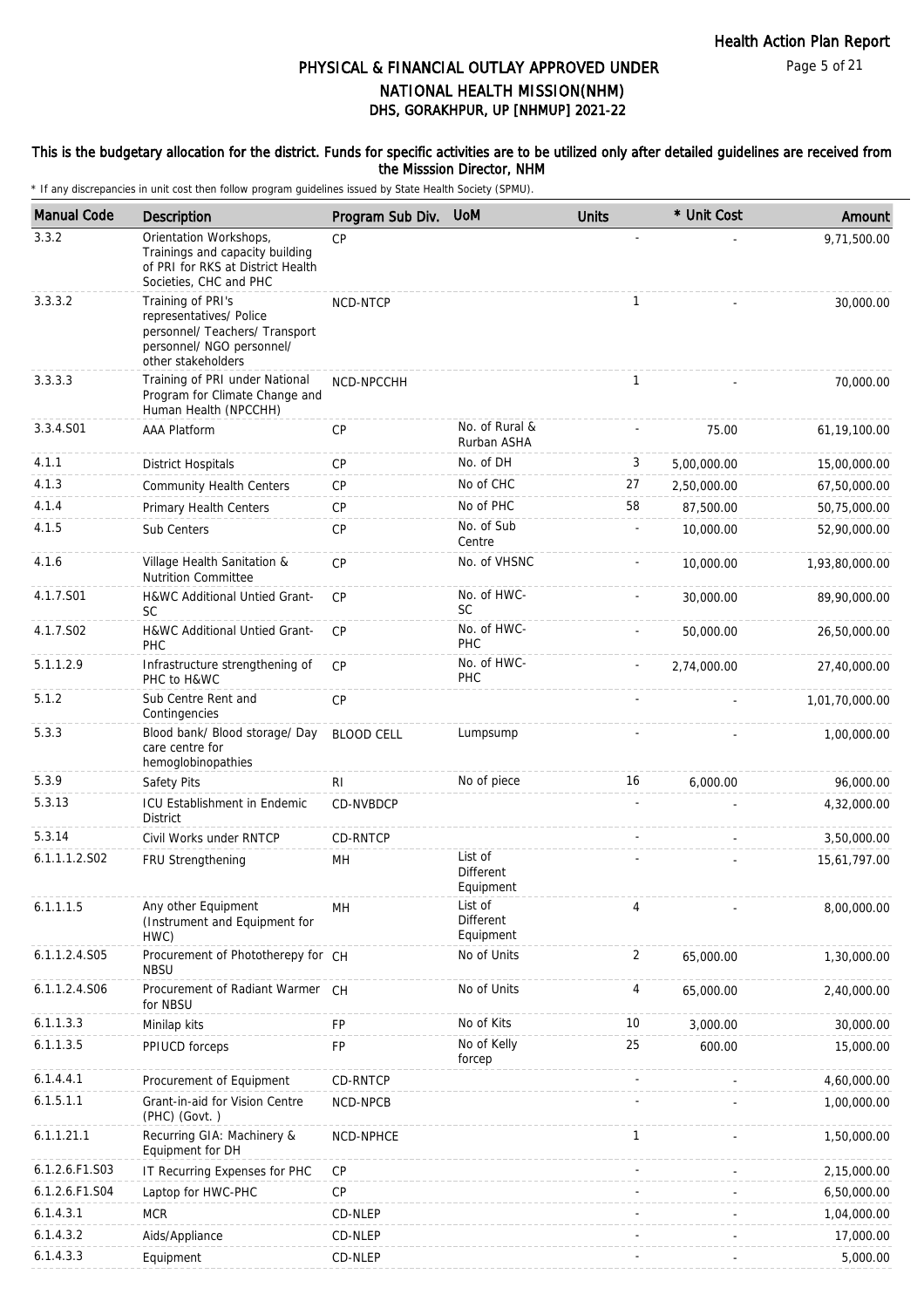# PHYSICAL & FINANCIAL OUTLAY APPROVED UNDER NATIONAL HEALTH MISSION(NHM)

## DHS, GORAKHPUR, UP [NHMUP] 2021-22

**This is the budgetary allocation for the district. Funds for specific activities are to be utilized only after detailed guidelines are received from the Misssion Director, NHM**

\* If any discrepancies in unit cost then follow program guidelines issued by State Health Society (SPMU).

| Manual Code | Description | Program Sub Div. | UoM | Units | * Unit Cost | Amount |
|---|---|---|---|---|---|---|
| 3.3.2 | Orientation Workshops, Trainings and capacity building of PRI for RKS at District Health Societies, CHC and PHC | CP | | - | - | 9,71,500.00 |
| 3.3.3.2 | Training of PRI's representatives/ Police personnel/ Teachers/ Transport personnel/ NGO personnel/ other stakeholders | NCD-NTCP | | 1 | - | 30,000.00 |
| 3.3.3.3 | Training of PRI under National Program for Climate Change and Human Health (NPCCHH) | NCD-NPCCHH | | 1 | - | 70,000.00 |
| 3.3.4.S01 | AAA Platform | CP | No. of Rural & Rurban ASHA | - | 75.00 | 61,19,100.00 |
| 4.1.1 | District Hospitals | CP | No. of DH | 3 | 5,00,000.00 | 15,00,000.00 |
| 4.1.3 | Community Health Centers | CP | No of CHC | 27 | 2,50,000.00 | 67,50,000.00 |
| 4.1.4 | Primary Health Centers | CP | No of PHC | 58 | 87,500.00 | 50,75,000.00 |
| 4.1.5 | Sub Centers | CP | No. of Sub Centre | - | 10,000.00 | 52,90,000.00 |
| 4.1.6 | Village Health Sanitation & Nutrition Committee | CP | No. of VHSNC | - | 10,000.00 | 1,93,80,000.00 |
| 4.1.7.S01 | H&WC Additional Untied Grant-SC | CP | No. of HWC-SC | - | 30,000.00 | 89,90,000.00 |
| 4.1.7.S02 | H&WC Additional Untied Grant-PHC | CP | No. of HWC-PHC | - | 50,000.00 | 26,50,000.00 |
| 5.1.1.2.9 | Infrastructure strengthening of PHC to H&WC | CP | No. of HWC-PHC | - | 2,74,000.00 | 27,40,000.00 |
| 5.1.2 | Sub Centre Rent and Contingencies | CP | | - | - | 1,01,70,000.00 |
| 5.3.3 | Blood bank/ Blood storage/ Day care centre for hemoglobinopathies | BLOOD CELL | Lumpsump | - | - | 1,00,000.00 |
| 5.3.9 | Safety Pits | RI | No of piece | 16 | 6,000.00 | 96,000.00 |
| 5.3.13 | ICU Establishment in Endemic District | CD-NVBDCP | | - | - | 4,32,000.00 |
| 5.3.14 | Civil Works under RNTCP | CD-RNTCP | | - | - | 3,50,000.00 |
| 6.1.1.1.2.S02 | FRU Strengthening | MH | List of Different Equipment | - | - | 15,61,797.00 |
| 6.1.1.1.5 | Any other Equipment (Instrument and Equipment for HWC) | MH | List of Different Equipment | 4 | - | 8,00,000.00 |
| 6.1.1.2.4.S05 | Procurement of Phototherepy for NBSU | CH | No of Units | 2 | 65,000.00 | 1,30,000.00 |
| 6.1.1.2.4.S06 | Procurement of Radiant Warmer for NBSU | CH | No of Units | 4 | 65,000.00 | 2,40,000.00 |
| 6.1.1.3.3 | Minilap kits | FP | No of Kits | 10 | 3,000.00 | 30,000.00 |
| 6.1.1.3.5 | PPIUCD forceps | FP | No of Kelly forcep | 25 | 600.00 | 15,000.00 |
| 6.1.4.4.1 | Procurement of Equipment | CD-RNTCP | | - | - | 4,60,000.00 |
| 6.1.5.1.1 | Grant-in-aid for Vision Centre (PHC) (Govt. ) | NCD-NPCB | | - | - | 1,00,000.00 |
| 6.1.1.21.1 | Recurring GIA: Machinery & Equipment for DH | NCD-NPHCE | | 1 | - | 1,50,000.00 |
| 6.1.2.6.F1.S03 | IT Recurring Expenses for PHC | CP | | - | - | 2,15,000.00 |
| 6.1.2.6.F1.S04 | Laptop for HWC-PHC | CP | | - | - | 6,50,000.00 |
| 6.1.4.3.1 | MCR | CD-NLEP | | - | - | 1,04,000.00 |
| 6.1.4.3.2 | Aids/Appliance | CD-NLEP | | - | - | 17,000.00 |
| 6.1.4.3.3 | Equipment | CD-NLEP | | - | - | 5,000.00 |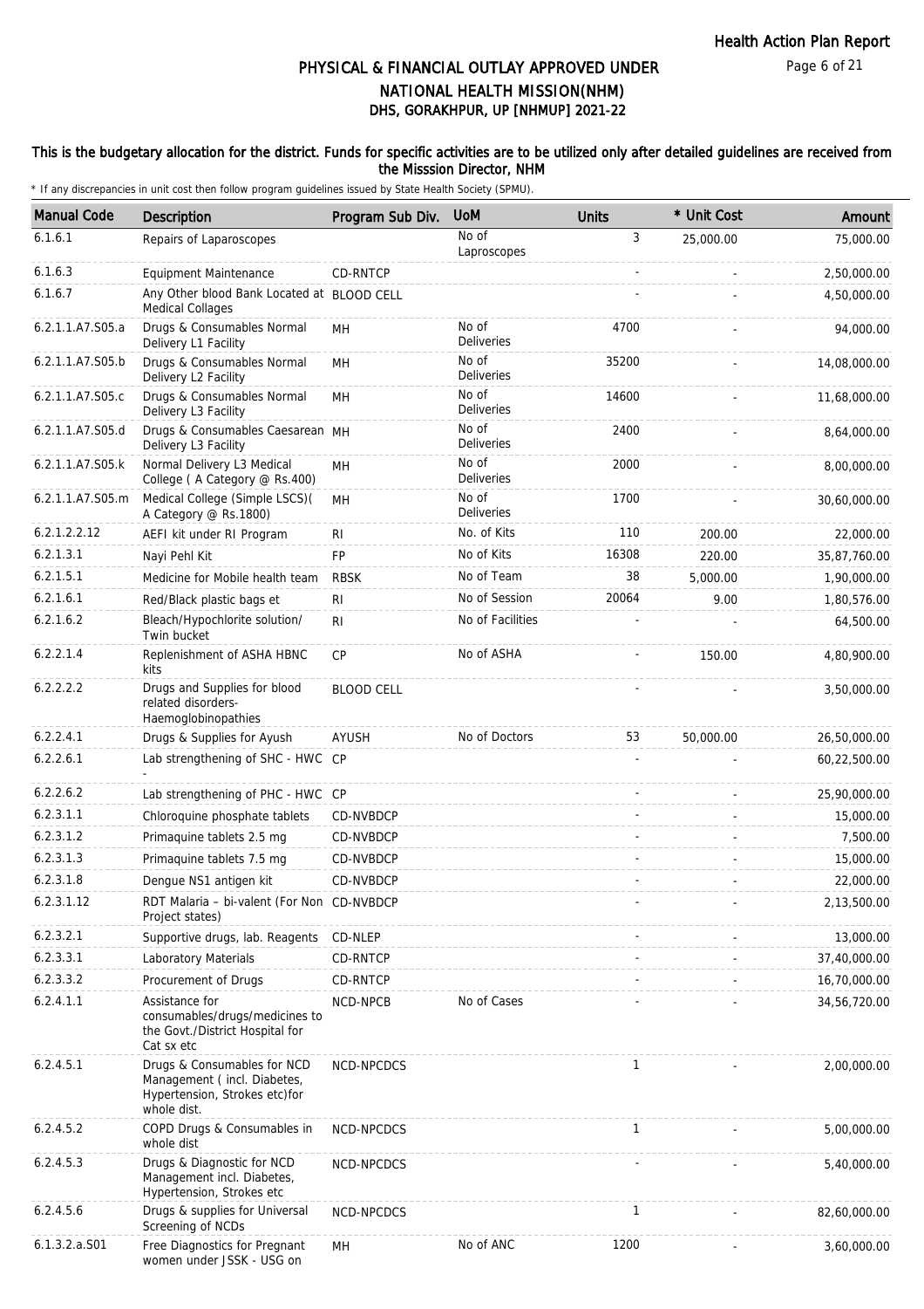# PHYSICAL & FINANCIAL OUTLAY APPROVED UNDER NATIONAL HEALTH MISSION(NHM)

## DHS, GORAKHPUR, UP [NHMUP] 2021-22

**This is the budgetary allocation for the district. Funds for specific activities are to be utilized only after detailed guidelines are received from the Misssion Director, NHM**

\* If any discrepancies in unit cost then follow program guidelines issued by State Health Society (SPMU).

| Manual Code | Description | Program Sub Div. | UoM | Units | * Unit Cost | Amount |
|---|---|---|---|---|---|---|
| 6.1.6.1 | Repairs of Laparoscopes | | No of Laproscopes | 3 | 25,000.00 | 75,000.00 |
| 6.1.6.3 | Equipment Maintenance | CD-RNTCP | | - | - | 2,50,000.00 |
| 6.1.6.7 | Any Other blood Bank Located at Medical Collages | BLOOD CELL | | - | - | 4,50,000.00 |
| 6.2.1.1.A7.S05.a | Drugs & Consumables Normal Delivery L1 Facility | MH | No of Deliveries | 4700 | - | 94,000.00 |
| 6.2.1.1.A7.S05.b | Drugs & Consumables Normal Delivery L2 Facility | MH | No of Deliveries | 35200 | - | 14,08,000.00 |
| 6.2.1.1.A7.S05.c | Drugs & Consumables Normal Delivery L3 Facility | MH | No of Deliveries | 14600 | - | 11,68,000.00 |
| 6.2.1.1.A7.S05.d | Drugs & Consumables Caesarean Delivery L3 Facility | MH | No of Deliveries | 2400 | - | 8,64,000.00 |
| 6.2.1.1.A7.S05.k | Normal Delivery L3 Medical College ( A Category @ Rs.400) | MH | No of Deliveries | 2000 | - | 8,00,000.00 |
| 6.2.1.1.A7.S05.m | Medical College (Simple LSCS)( A Category @ Rs.1800) | MH | No of Deliveries | 1700 | - | 30,60,000.00 |
| 6.2.1.2.2.12 | AEFI kit under RI Program | RI | No. of Kits | 110 | 200.00 | 22,000.00 |
| 6.2.1.3.1 | Nayi Pehl Kit | FP | No of Kits | 16308 | 220.00 | 35,87,760.00 |
| 6.2.1.5.1 | Medicine for Mobile health team | RBSK | No of Team | 38 | 5,000.00 | 1,90,000.00 |
| 6.2.1.6.1 | Red/Black plastic bags et | RI | No of Session | 20064 | 9.00 | 1,80,576.00 |
| 6.2.1.6.2 | Bleach/Hypochlorite solution/ Twin bucket | RI | No of Facilities | - | - | 64,500.00 |
| 6.2.2.1.4 | Replenishment of ASHA HBNC kits | CP | No of ASHA | - | 150.00 | 4,80,900.00 |
| 6.2.2.2.2 | Drugs and Supplies for blood related disorders-Haemoglobinopathies | BLOOD CELL | | - | - | 3,50,000.00 |
| 6.2.2.4.1 | Drugs & Supplies for Ayush | AYUSH | No of Doctors | 53 | 50,000.00 | 26,50,000.00 |
| 6.2.2.6.1 | Lab strengthening of SHC - HWC - | CP | | - | - | 60,22,500.00 |
| 6.2.2.6.2 | Lab strengthening of PHC - HWC | CP | | - | - | 25,90,000.00 |
| 6.2.3.1.1 | Chloroquine phosphate tablets | CD-NVBDCP | | - | - | 15,000.00 |
| 6.2.3.1.2 | Primaquine tablets 2.5 mg | CD-NVBDCP | | - | - | 7,500.00 |
| 6.2.3.1.3 | Primaquine tablets 7.5 mg | CD-NVBDCP | | - | - | 15,000.00 |
| 6.2.3.1.8 | Dengue NS1 antigen kit | CD-NVBDCP | | - | - | 22,000.00 |
| 6.2.3.1.12 | RDT Malaria – bi-valent (For Non Project states) | CD-NVBDCP | | - | - | 2,13,500.00 |
| 6.2.3.2.1 | Supportive drugs, lab. Reagents | CD-NLEP | | - | - | 13,000.00 |
| 6.2.3.3.1 | Laboratory Materials | CD-RNTCP | | - | - | 37,40,000.00 |
| 6.2.3.3.2 | Procurement of Drugs | CD-RNTCP | | - | - | 16,70,000.00 |
| 6.2.4.1.1 | Assistance for consumables/drugs/medicines to the Govt./District Hospital for Cat sx etc | NCD-NPCB | No of Cases | - | - | 34,56,720.00 |
| 6.2.4.5.1 | Drugs & Consumables for NCD Management ( incl. Diabetes, Hypertension, Strokes etc)for whole dist. | NCD-NPCDCS | | 1 | - | 2,00,000.00 |
| 6.2.4.5.2 | COPD Drugs & Consumables in whole dist | NCD-NPCDCS | | 1 | - | 5,00,000.00 |
| 6.2.4.5.3 | Drugs & Diagnostic for NCD Management incl. Diabetes, Hypertension, Strokes etc | NCD-NPCDCS | | - | - | 5,40,000.00 |
| 6.2.4.5.6 | Drugs & supplies for Universal Screening of NCDs | NCD-NPCDCS | | 1 | - | 82,60,000.00 |
| 6.1.3.2.a.S01 | Free Diagnostics for Pregnant women under JSSK - USG on | MH | No of ANC | 1200 | - | 3,60,000.00 |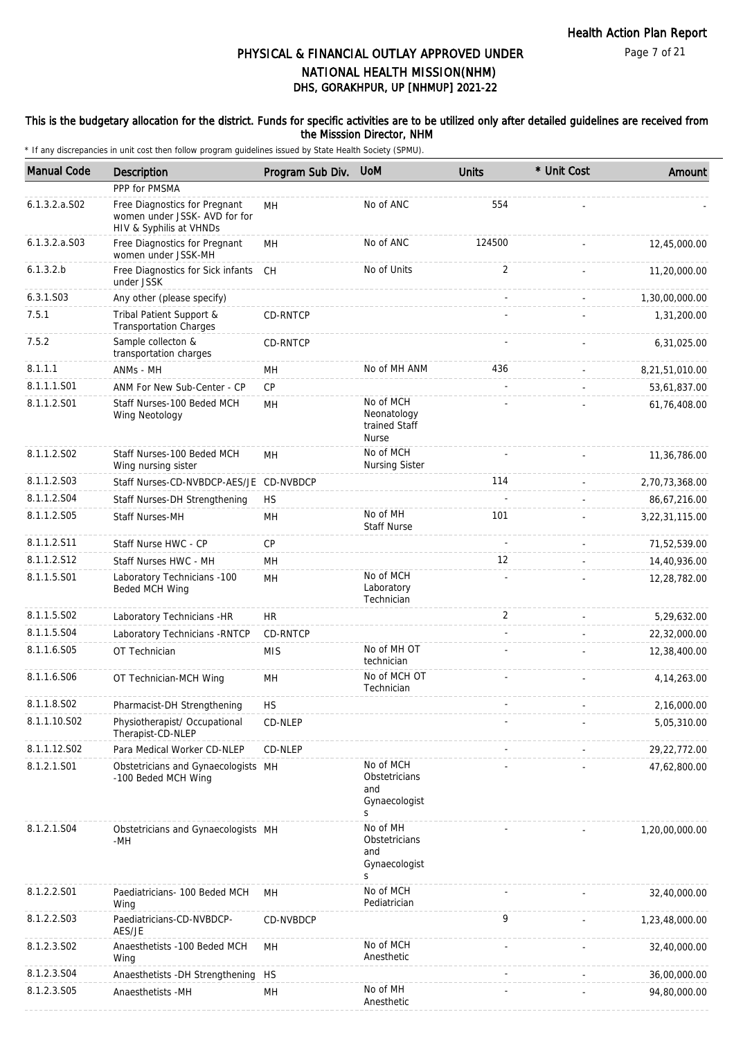# PHYSICAL & FINANCIAL OUTLAY APPROVED UNDER NATIONAL HEALTH MISSION(NHM)

## DHS, GORAKHPUR, UP [NHMUP] 2021-22

### This is the budgetary allocation for the district. Funds for specific activities are to be utilized only after detailed guidelines are received from the Misssion Director, NHM

\* If any discrepancies in unit cost then follow program guidelines issued by State Health Society (SPMU).

| Manual Code | Description | Program Sub Div. | UoM | Units | * Unit Cost | Amount |
|---|---|---|---|---|---|---|
| | PPP for PMSMA | | | | | |
| 6.1.3.2.a.S02 | Free Diagnostics for Pregnant women under JSSK- AVD for for HIV & Syphilis at VHNDs | MH | No of ANC | 554 | - | - |
| 6.1.3.2.a.S03 | Free Diagnostics for Pregnant women under JSSK-MH | MH | No of ANC | 124500 | - | 12,45,000.00 |
| 6.1.3.2.b | Free Diagnostics for Sick infants under JSSK | CH | No of Units | 2 | - | 11,20,000.00 |
| 6.3.1.S03 | Any other (please specify) | | | - | - | 1,30,00,000.00 |
| 7.5.1 | Tribal Patient Support & Transportation Charges | CD-RNTCP | | - | - | 1,31,200.00 |
| 7.5.2 | Sample collecton & transportation charges | CD-RNTCP | | - | - | 6,31,025.00 |
| 8.1.1.1 | ANMs - MH | MH | No of MH ANM | 436 | - | 8,21,51,010.00 |
| 8.1.1.1.S01 | ANM For New Sub-Center - CP | CP | | - | - | 53,61,837.00 |
| 8.1.1.2.S01 | Staff Nurses-100 Beded MCH Wing Neotology | MH | No of MCH Neonatology trained Staff Nurse | - | - | 61,76,408.00 |
| 8.1.1.2.S02 | Staff Nurses-100 Beded MCH Wing nursing sister | MH | No of MCH Nursing Sister | - | - | 11,36,786.00 |
| 8.1.1.2.S03 | Staff Nurses-CD-NVBDCP-AES/JE | CD-NVBDCP | | 114 | - | 2,70,73,368.00 |
| 8.1.1.2.S04 | Staff Nurses-DH Strengthening | HS | | - | - | 86,67,216.00 |
| 8.1.1.2.S05 | Staff Nurses-MH | MH | No of MH Staff Nurse | 101 | - | 3,22,31,115.00 |
| 8.1.1.2.S11 | Staff Nurse HWC - CP | CP | | - | - | 71,52,539.00 |
| 8.1.1.2.S12 | Staff Nurses HWC - MH | MH | | 12 | - | 14,40,936.00 |
| 8.1.1.5.S01 | Laboratory Technicians -100 Beded MCH Wing | MH | No of MCH Laboratory Technician | - | - | 12,28,782.00 |
| 8.1.1.5.S02 | Laboratory Technicians -HR | HR | | 2 | - | 5,29,632.00 |
| 8.1.1.5.S04 | Laboratory Technicians -RNTCP | CD-RNTCP | | - | - | 22,32,000.00 |
| 8.1.1.6.S05 | OT Technician | MIS | No of MH OT technician | - | - | 12,38,400.00 |
| 8.1.1.6.S06 | OT Technician-MCH Wing | MH | No of MCH OT Technician | - | - | 4,14,263.00 |
| 8.1.1.8.S02 | Pharmacist-DH Strengthening | HS | | - | - | 2,16,000.00 |
| 8.1.1.10.S02 | Physiotherapist/ Occupational Therapist-CD-NLEP | CD-NLEP | | - | - | 5,05,310.00 |
| 8.1.1.12.S02 | Para Medical Worker CD-NLEP | CD-NLEP | | - | - | 29,22,772.00 |
| 8.1.2.1.S01 | Obstetricians and Gynaecologists -100 Beded MCH Wing | MH | No of MCH Obstetricians and Gynaecologists | - | - | 47,62,800.00 |
| 8.1.2.1.S04 | Obstetricians and Gynaecologists -MH | MH | No of MH Obstetricians and Gynaecologists | - | - | 1,20,00,000.00 |
| 8.1.2.2.S01 | Paediatricians- 100 Beded MCH Wing | MH | No of MCH Pediatrician | - | - | 32,40,000.00 |
| 8.1.2.2.S03 | Paediatricians-CD-NVBDCP-AES/JE | CD-NVBDCP | | 9 | - | 1,23,48,000.00 |
| 8.1.2.3.S02 | Anaesthetists -100 Beded MCH Wing | MH | No of MCH Anesthetic | - | - | 32,40,000.00 |
| 8.1.2.3.S04 | Anaesthetists -DH Strengthening | HS | | - | - | 36,00,000.00 |
| 8.1.2.3.S05 | Anaesthetists -MH | MH | No of MH Anesthetic | - | - | 94,80,000.00 |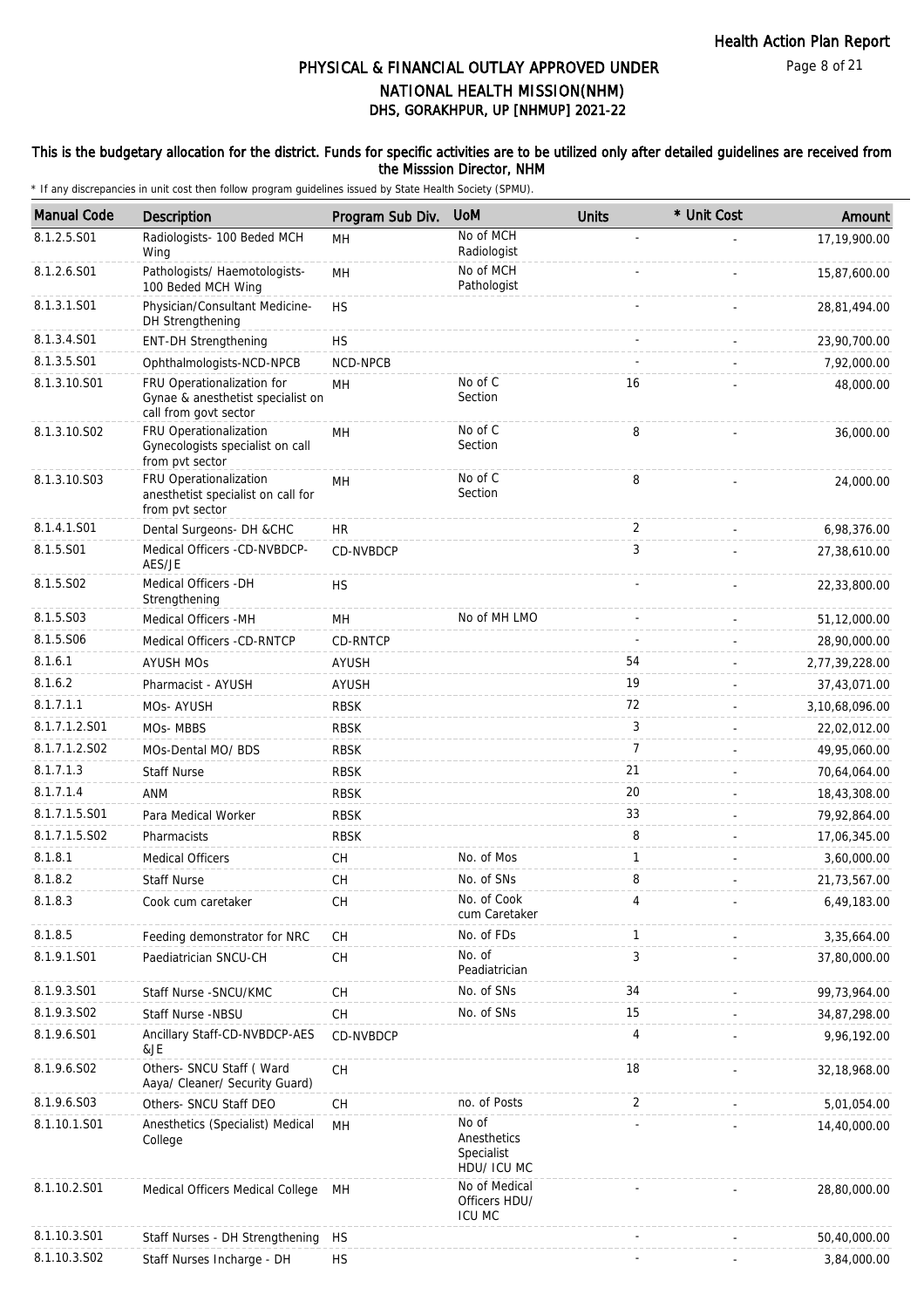# PHYSICAL & FINANCIAL OUTLAY APPROVED UNDER NATIONAL HEALTH MISSION(NHM)

## DHS, GORAKHPUR, UP [NHMUP] 2021-22

**This is the budgetary allocation for the district. Funds for specific activities are to be utilized only after detailed guidelines are received from the Misssion Director, NHM**

\* If any discrepancies in unit cost then follow program guidelines issued by State Health Society (SPMU).

| Manual Code | Description | Program Sub Div. | UoM | Units | * Unit Cost | Amount |
|---|---|---|---|---|---|---|
| 8.1.2.5.S01 | Radiologists- 100 Beded MCH Wing | MH | No of MCH Radiologist | - | - | 17,19,900.00 |
| 8.1.2.6.S01 | Pathologists/ Haemotologists- 100 Beded MCH Wing | MH | No of MCH Pathologist | - | - | 15,87,600.00 |
| 8.1.3.1.S01 | Physician/Consultant Medicine- DH Strengthening | HS | | - | - | 28,81,494.00 |
| 8.1.3.4.S01 | ENT-DH Strengthening | HS | | - | - | 23,90,700.00 |
| 8.1.3.5.S01 | Ophthalmologists-NCD-NPCB | NCD-NPCB | | - | - | 7,92,000.00 |
| 8.1.3.10.S01 | FRU Operationalization for Gynae & anesthetist specialist on call from govt sector | MH | No of C Section | 16 | - | 48,000.00 |
| 8.1.3.10.S02 | FRU Operationalization Gynecologists specialist on call from pvt sector | MH | No of C Section | 8 | - | 36,000.00 |
| 8.1.3.10.S03 | FRU Operationalization anesthetist specialist on call for from pvt sector | MH | No of C Section | 8 | - | 24,000.00 |
| 8.1.4.1.S01 | Dental Surgeons- DH &CHC | HR | | 2 | - | 6,98,376.00 |
| 8.1.5.S01 | Medical Officers -CD-NVBDCP-AES/JE | CD-NVBDCP | | 3 | - | 27,38,610.00 |
| 8.1.5.S02 | Medical Officers -DH Strengthening | HS | | - | - | 22,33,800.00 |
| 8.1.5.S03 | Medical Officers -MH | MH | No of MH LMO | - | - | 51,12,000.00 |
| 8.1.5.S06 | Medical Officers -CD-RNTCP | CD-RNTCP | | - | - | 28,90,000.00 |
| 8.1.6.1 | AYUSH MOs | AYUSH | | 54 | - | 2,77,39,228.00 |
| 8.1.6.2 | Pharmacist - AYUSH | AYUSH | | 19 | - | 37,43,071.00 |
| 8.1.7.1.1 | MOs- AYUSH | RBSK | | 72 | - | 3,10,68,096.00 |
| 8.1.7.1.2.S01 | MOs- MBBS | RBSK | | 3 | - | 22,02,012.00 |
| 8.1.7.1.2.S02 | MOs-Dental MO/ BDS | RBSK | | 7 | - | 49,95,060.00 |
| 8.1.7.1.3 | Staff Nurse | RBSK | | 21 | - | 70,64,064.00 |
| 8.1.7.1.4 | ANM | RBSK | | 20 | - | 18,43,308.00 |
| 8.1.7.1.5.S01 | Para Medical Worker | RBSK | | 33 | - | 79,92,864.00 |
| 8.1.7.1.5.S02 | Pharmacists | RBSK | | 8 | - | 17,06,345.00 |
| 8.1.8.1 | Medical Officers | CH | No. of Mos | 1 | - | 3,60,000.00 |
| 8.1.8.2 | Staff Nurse | CH | No. of SNs | 8 | - | 21,73,567.00 |
| 8.1.8.3 | Cook cum caretaker | CH | No. of Cook cum Caretaker | 4 | - | 6,49,183.00 |
| 8.1.8.5 | Feeding demonstrator for NRC | CH | No. of FDs | 1 | - | 3,35,664.00 |
| 8.1.9.1.S01 | Paediatrician SNCU-CH | CH | No. of Peadiatrician | 3 | - | 37,80,000.00 |
| 8.1.9.3.S01 | Staff Nurse -SNCU/KMC | CH | No. of SNs | 34 | - | 99,73,964.00 |
| 8.1.9.3.S02 | Staff Nurse -NBSU | CH | No. of SNs | 15 | - | 34,87,298.00 |
| 8.1.9.6.S01 | Ancillary Staff-CD-NVBDCP-AES &JE | CD-NVBDCP | | 4 | - | 9,96,192.00 |
| 8.1.9.6.S02 | Others- SNCU Staff ( Ward Aaya/ Cleaner/ Security Guard) | CH | | 18 | - | 32,18,968.00 |
| 8.1.9.6.S03 | Others- SNCU Staff DEO | CH | no. of Posts | 2 | - | 5,01,054.00 |
| 8.1.10.1.S01 | Anesthetics (Specialist) Medical College | MH | No of Anesthetics Specialist HDU/ ICU MC | - | - | 14,40,000.00 |
| 8.1.10.2.S01 | Medical Officers Medical College | MH | No of Medical Officers HDU/ ICU MC | - | - | 28,80,000.00 |
| 8.1.10.3.S01 | Staff Nurses - DH Strengthening | HS | | - | - | 50,40,000.00 |
| 8.1.10.3.S02 | Staff Nurses Incharge - DH | HS | | - | - | 3,84,000.00 |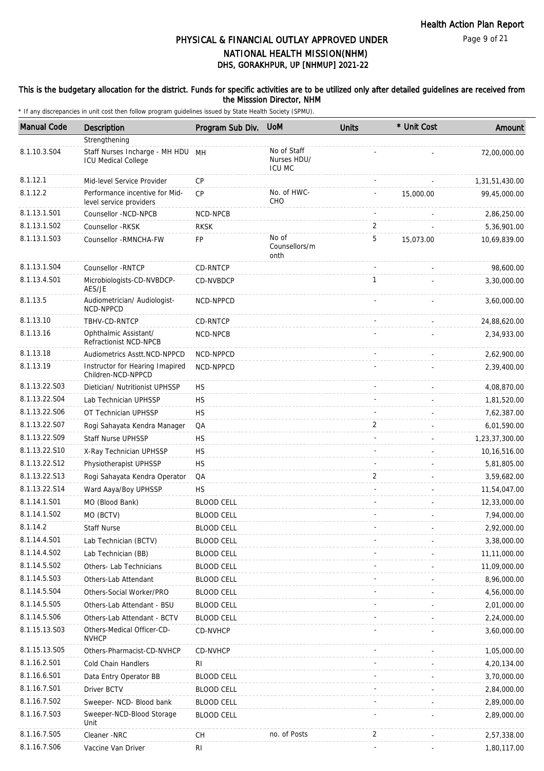# PHYSICAL & FINANCIAL OUTLAY APPROVED UNDER NATIONAL HEALTH MISSION(NHM)
## DHS, GORAKHPUR, UP [NHMUP] 2021-22

**This is the budgetary allocation for the district. Funds for specific activities are to be utilized only after detailed guidelines are received from the Misssion Director, NHM**

\* If any discrepancies in unit cost then follow program guidelines issued by State Health Society (SPMU).

| Manual Code | Description | Program Sub Div. | UoM | Units | * Unit Cost | Amount |
|---|---|---|---|---|---|---|
| | Strengthening | | | | | |
| 8.1.10.3.S04 | Staff Nurses Incharge - MH HDU ICU Medical College | MH | No of Staff Nurses HDU/ ICU MC | - | - | 72,00,000.00 |
| 8.1.12.1 | Mid-level Service Provider | CP | | - | - | 1,31,51,430.00 |
| 8.1.12.2 | Performance incentive for Mid-level service providers | CP | No. of HWC-CHO | - | 15,000.00 | 99,45,000.00 |
| 8.1.13.1.S01 | Counsellor -NCD-NPCB | NCD-NPCB | | - | - | 2,86,250.00 |
| 8.1.13.1.S02 | Counsellor -RKSK | RKSK | | 2 | - | 5,36,901.00 |
| 8.1.13.1.S03 | Counsellor -RMNCHA-FW | FP | No of Counsellors/month | 5 | 15,073.00 | 10,69,839.00 |
| 8.1.13.1.S04 | Counsellor -RNTCP | CD-RNTCP | | - | - | 98,600.00 |
| 8.1.13.4.S01 | Microbiologists-CD-NVBDCP-AES/JE | CD-NVBDCP | | 1 | - | 3,30,000.00 |
| 8.1.13.5 | Audiometrician/ Audiologist-NCD-NPPCD | NCD-NPPCD | | - | - | 3,60,000.00 |
| 8.1.13.10 | TBHV-CD-RNTCP | CD-RNTCP | | - | - | 24,88,620.00 |
| 8.1.13.16 | Ophthalmic Assistant/ Refractionist NCD-NPCB | NCD-NPCB | | - | - | 2,34,933.00 |
| 8.1.13.18 | Audiometrics Asstt.NCD-NPPCD | NCD-NPPCD | | - | - | 2,62,900.00 |
| 8.1.13.19 | Instructor for Hearing Imapired Children-NCD-NPPCD | NCD-NPPCD | | - | - | 2,39,400.00 |
| 8.1.13.22.S03 | Dietician/ Nutritionist UPHSSP | HS | | - | - | 4,08,870.00 |
| 8.1.13.22.S04 | Lab Technician UPHSSP | HS | | - | - | 1,81,520.00 |
| 8.1.13.22.S06 | OT Technician UPHSSP | HS | | - | - | 7,62,387.00 |
| 8.1.13.22.S07 | Rogi Sahayata Kendra Manager | QA | | 2 | - | 6,01,590.00 |
| 8.1.13.22.S09 | Staff Nurse UPHSSP | HS | | - | - | 1,23,37,300.00 |
| 8.1.13.22.S10 | X-Ray Technician UPHSSP | HS | | - | - | 10,16,516.00 |
| 8.1.13.22.S12 | Physiotherapist UPHSSP | HS | | - | - | 5,81,805.00 |
| 8.1.13.22.S13 | Rogi Sahayata Kendra Operator | QA | | 2 | - | 3,59,682.00 |
| 8.1.13.22.S14 | Ward Aaya/Boy UPHSSP | HS | | - | - | 11,54,047.00 |
| 8.1.14.1.S01 | MO (Blood Bank) | BLOOD CELL | | - | - | 12,33,000.00 |
| 8.1.14.1.S02 | MO (BCTV) | BLOOD CELL | | - | - | 7,94,000.00 |
| 8.1.14.2 | Staff Nurse | BLOOD CELL | | - | - | 2,92,000.00 |
| 8.1.14.4.S01 | Lab Technician (BCTV) | BLOOD CELL | | - | - | 3,38,000.00 |
| 8.1.14.4.S02 | Lab Technician (BB) | BLOOD CELL | | - | - | 11,11,000.00 |
| 8.1.14.5.S02 | Others- Lab Technicians | BLOOD CELL | | - | - | 11,09,000.00 |
| 8.1.14.5.S03 | Others-Lab Attendant | BLOOD CELL | | - | - | 8,96,000.00 |
| 8.1.14.5.S04 | Others-Social Worker/PRO | BLOOD CELL | | - | - | 4,56,000.00 |
| 8.1.14.5.S05 | Others-Lab Attendant - BSU | BLOOD CELL | | - | - | 2,01,000.00 |
| 8.1.14.5.S06 | Others-Lab Attendant - BCTV | BLOOD CELL | | - | - | 2,24,000.00 |
| 8.1.15.13.S03 | Others-Medical Officer-CD-NVHCP | CD-NVHCP | | - | - | 3,60,000.00 |
| 8.1.15.13.S05 | Others-Pharmacist-CD-NVHCP | CD-NVHCP | | - | - | 1,05,000.00 |
| 8.1.16.2.S01 | Cold Chain Handlers | RI | | - | - | 4,20,134.00 |
| 8.1.16.6.S01 | Data Entry Operator BB | BLOOD CELL | | - | - | 3,70,000.00 |
| 8.1.16.7.S01 | Driver BCTV | BLOOD CELL | | - | - | 2,84,000.00 |
| 8.1.16.7.S02 | Sweeper- NCD- Blood bank | BLOOD CELL | | - | - | 2,89,000.00 |
| 8.1.16.7.S03 | Sweeper-NCD-Blood Storage Unit | BLOOD CELL | | - | - | 2,89,000.00 |
| 8.1.16.7.S05 | Cleaner -NRC | CH | no. of Posts | 2 | - | 2,57,338.00 |
| 8.1.16.7.S06 | Vaccine Van Driver | RI | | - | - | 1,80,117.00 |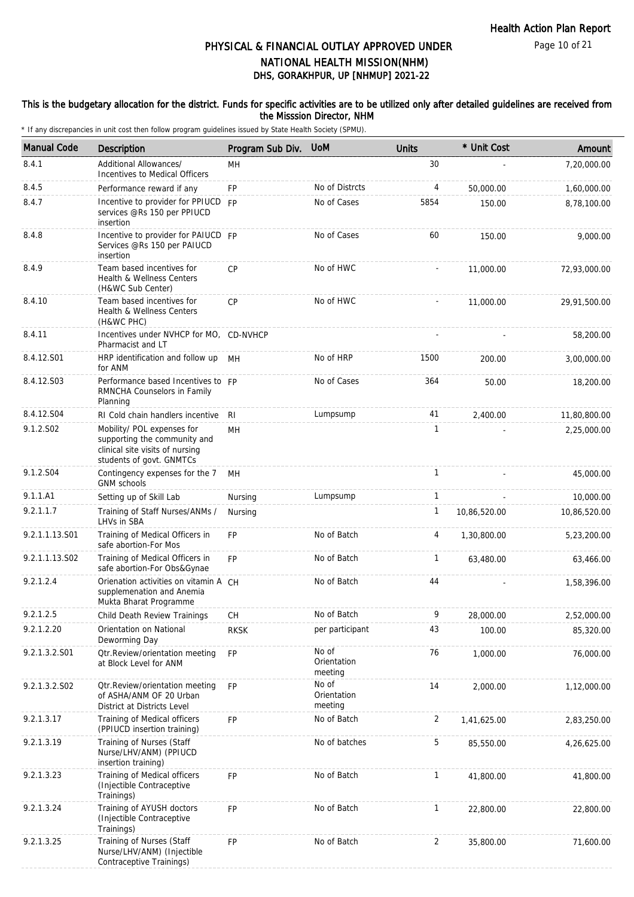# PHYSICAL & FINANCIAL OUTLAY APPROVED UNDER NATIONAL HEALTH MISSION(NHM)
## DHS, GORAKHPUR, UP [NHMUP] 2021-22

**This is the budgetary allocation for the district. Funds for specific activities are to be utilized only after detailed guidelines are received from the Misssion Director, NHM**

\* If any discrepancies in unit cost then follow program guidelines issued by State Health Society (SPMU).

| Manual Code | Description | Program Sub Div. | UoM | Units | * Unit Cost | Amount |
|---|---|---|---|---|---|---|
| 8.4.1 | Additional Allowances/ Incentives to Medical Officers | MH | | 30 | - | 7,20,000.00 |
| 8.4.5 | Performance reward if any | FP | No of Distrcts | 4 | 50,000.00 | 1,60,000.00 |
| 8.4.7 | Incentive to provider for PPIUCD services @Rs 150 per PPIUCD insertion | FP | No of Cases | 5854 | 150.00 | 8,78,100.00 |
| 8.4.8 | Incentive to provider for PAIUCD Services @Rs 150 per PAIUCD insertion | FP | No of Cases | 60 | 150.00 | 9,000.00 |
| 8.4.9 | Team based incentives for Health & Wellness Centers (H&WC Sub Center) | CP | No of HWC | - | 11,000.00 | 72,93,000.00 |
| 8.4.10 | Team based incentives for Health & Wellness Centers (H&WC PHC) | CP | No of HWC | - | 11,000.00 | 29,91,500.00 |
| 8.4.11 | Incentives under NVHCP for MO, Pharmacist and LT | CD-NVHCP | | - | - | 58,200.00 |
| 8.4.12.S01 | HRP identification and follow up for ANM | MH | No of HRP | 1500 | 200.00 | 3,00,000.00 |
| 8.4.12.S03 | Performance based Incentives to RMNCHA Counselors in Family Planning | FP | No of Cases | 364 | 50.00 | 18,200.00 |
| 8.4.12.S04 | RI Cold chain handlers incentive | RI | Lumpsump | 41 | 2,400.00 | 11,80,800.00 |
| 9.1.2.S02 | Mobility/ POL expenses for supporting the community and clinical site visits of nursing students of govt. GNMTCs | MH | | 1 | - | 2,25,000.00 |
| 9.1.2.S04 | Contingency expenses for the 7 GNM schools | MH | | 1 | - | 45,000.00 |
| 9.1.1.A1 | Setting up of Skill Lab | Nursing | Lumpsump | 1 | - | 10,000.00 |
| 9.2.1.1.7 | Training of Staff Nurses/ANMs / LHVs in SBA | Nursing | | 1 | 10,86,520.00 | 10,86,520.00 |
| 9.2.1.1.13.S01 | Training of Medical Officers in safe abortion-For Mos | FP | No of Batch | 4 | 1,30,800.00 | 5,23,200.00 |
| 9.2.1.1.13.S02 | Training of Medical Officers in safe abortion-For Obs&Gynae | FP | No of Batch | 1 | 63,480.00 | 63,466.00 |
| 9.2.1.2.4 | Orienation activities on vitamin A supplemenation and Anemia Mukta Bharat Programme | CH | No of Batch | 44 | - | 1,58,396.00 |
| 9.2.1.2.5 | Child Death Review Trainings | CH | No of Batch | 9 | 28,000.00 | 2,52,000.00 |
| 9.2.1.2.20 | Orientation on National Deworming Day | RKSK | per participant | 43 | 100.00 | 85,320.00 |
| 9.2.1.3.2.S01 | Qtr.Review/orientation meeting at Block Level for ANM | FP | No of Orientation meeting | 76 | 1,000.00 | 76,000.00 |
| 9.2.1.3.2.S02 | Qtr.Review/orientation meeting of ASHA/ANM OF 20 Urban District at Districts Level | FP | No of Orientation meeting | 14 | 2,000.00 | 1,12,000.00 |
| 9.2.1.3.17 | Training of Medical officers (PPIUCD insertion training) | FP | No of Batch | 2 | 1,41,625.00 | 2,83,250.00 |
| 9.2.1.3.19 | Training of Nurses (Staff Nurse/LHV/ANM) (PPIUCD insertion training) | | No of batches | 5 | 85,550.00 | 4,26,625.00 |
| 9.2.1.3.23 | Training of Medical officers (Injectible Contraceptive Trainings) | FP | No of Batch | 1 | 41,800.00 | 41,800.00 |
| 9.2.1.3.24 | Training of AYUSH doctors (Injectible Contraceptive Trainings) | FP | No of Batch | 1 | 22,800.00 | 22,800.00 |
| 9.2.1.3.25 | Training of Nurses (Staff Nurse/LHV/ANM) (Injectible Contraceptive Trainings) | FP | No of Batch | 2 | 35,800.00 | 71,600.00 |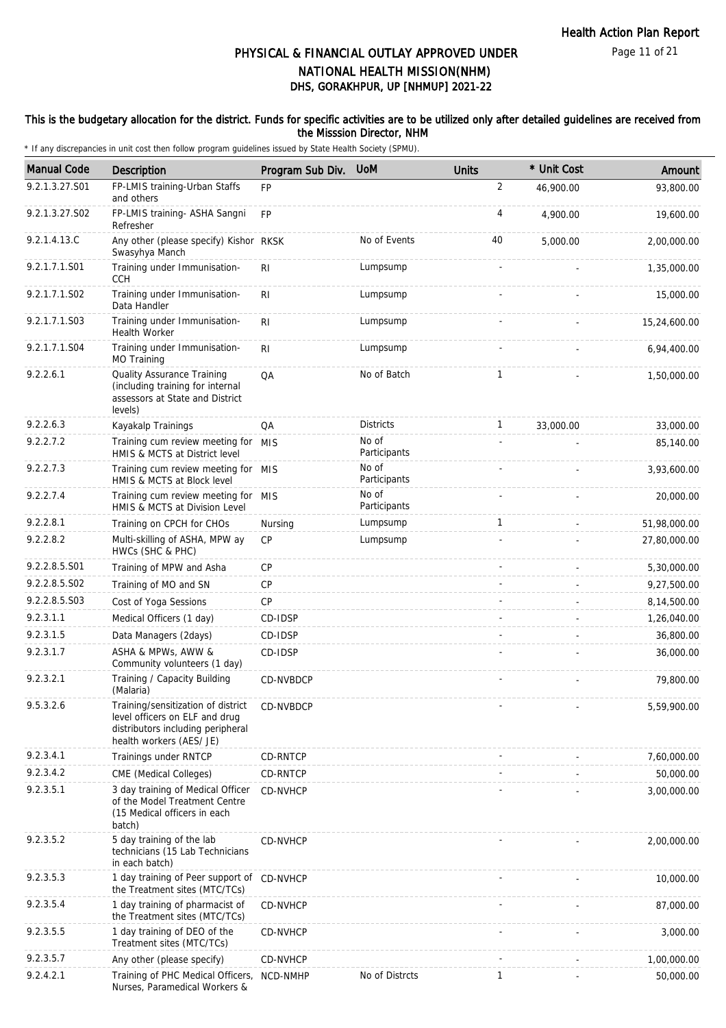## PHYSICAL & FINANCIAL OUTLAY APPROVED UNDER NATIONAL HEALTH MISSION(NHM)
### DHS, GORAKHPUR, UP [NHMUP] 2021-22

**This is the budgetary allocation for the district. Funds for specific activities are to be utilized only after detailed guidelines are received from the Misssion Director, NHM**

\* If any discrepancies in unit cost then follow program guidelines issued by State Health Society (SPMU).

| Manual Code | Description | Program Sub Div. | UoM | Units | * Unit Cost | Amount |
|---|---|---|---|---|---|---|
| 9.2.1.3.27.S01 | FP-LMIS training-Urban Staffs and others | FP | | 2 | 46,900.00 | 93,800.00 |
| 9.2.1.3.27.S02 | FP-LMIS training- ASHA Sangni Refresher | FP | | 4 | 4,900.00 | 19,600.00 |
| 9.2.1.4.13.C | Any other (please specify) Kishor Swasyhya Manch | RKSK | No of Events | 40 | 5,000.00 | 2,00,000.00 |
| 9.2.1.7.1.S01 | Training under Immunisation-CCH | RI | Lumpsump | - | - | 1,35,000.00 |
| 9.2.1.7.1.S02 | Training under Immunisation-Data Handler | RI | Lumpsump | - | - | 15,000.00 |
| 9.2.1.7.1.S03 | Training under Immunisation-Health Worker | RI | Lumpsump | - | - | 15,24,600.00 |
| 9.2.1.7.1.S04 | Training under Immunisation-MO Training | RI | Lumpsump | - | - | 6,94,400.00 |
| 9.2.2.6.1 | Quality Assurance Training (including training for internal assessors at State and District levels) | QA | No of Batch | 1 | - | 1,50,000.00 |
| 9.2.2.6.3 | Kayakalp Trainings | QA | Districts | 1 | 33,000.00 | 33,000.00 |
| 9.2.2.7.2 | Training cum review meeting for HMIS & MCTS at District level | MIS | No of Participants | - | - | 85,140.00 |
| 9.2.2.7.3 | Training cum review meeting for HMIS & MCTS at Block level | MIS | No of Participants | - | - | 3,93,600.00 |
| 9.2.2.7.4 | Training cum review meeting for HMIS & MCTS at Division Level | MIS | No of Participants | - | - | 20,000.00 |
| 9.2.2.8.1 | Training on CPCH for CHOs | Nursing | Lumpsump | 1 | - | 51,98,000.00 |
| 9.2.2.8.2 | Multi-skilling of ASHA, MPW ay HWCs (SHC & PHC) | CP | Lumpsump | - | - | 27,80,000.00 |
| 9.2.2.8.5.S01 | Training of MPW and Asha | CP | | - | - | 5,30,000.00 |
| 9.2.2.8.5.S02 | Training of MO and SN | CP | | - | - | 9,27,500.00 |
| 9.2.2.8.5.S03 | Cost of Yoga Sessions | CP | | - | - | 8,14,500.00 |
| 9.2.3.1.1 | Medical Officers (1 day) | CD-IDSP | | - | - | 1,26,040.00 |
| 9.2.3.1.5 | Data Managers (2days) | CD-IDSP | | - | - | 36,800.00 |
| 9.2.3.1.7 | ASHA & MPWs, AWW & Community volunteers (1 day) | CD-IDSP | | - | - | 36,000.00 |
| 9.2.3.2.1 | Training / Capacity Building (Malaria) | CD-NVBDCP | | - | - | 79,800.00 |
| 9.5.3.2.6 | Training/sensitization of district level officers on ELF and drug distributors including peripheral health workers (AES/ JE) | CD-NVBDCP | | - | - | 5,59,900.00 |
| 9.2.3.4.1 | Trainings under RNTCP | CD-RNTCP | | - | - | 7,60,000.00 |
| 9.2.3.4.2 | CME (Medical Colleges) | CD-RNTCP | | - | - | 50,000.00 |
| 9.2.3.5.1 | 3 day training of Medical Officer of the Model Treatment Centre (15 Medical officers in each batch) | CD-NVHCP | | - | - | 3,00,000.00 |
| 9.2.3.5.2 | 5 day training of the lab technicians (15 Lab Technicians in each batch) | CD-NVHCP | | - | - | 2,00,000.00 |
| 9.2.3.5.3 | 1 day training of Peer support of the Treatment sites (MTC/TCs) | CD-NVHCP | | - | - | 10,000.00 |
| 9.2.3.5.4 | 1 day training of pharmacist of the Treatment sites (MTC/TCs) | CD-NVHCP | | - | - | 87,000.00 |
| 9.2.3.5.5 | 1 day training of DEO of the Treatment sites (MTC/TCs) | CD-NVHCP | | - | - | 3,000.00 |
| 9.2.3.5.7 | Any other (please specify) | CD-NVHCP | | - | - | 1,00,000.00 |
| 9.2.4.2.1 | Training of PHC Medical Officers, Nurses, Paramedical Workers & | NCD-NMHP | No of Distrcts | 1 | - | 50,000.00 |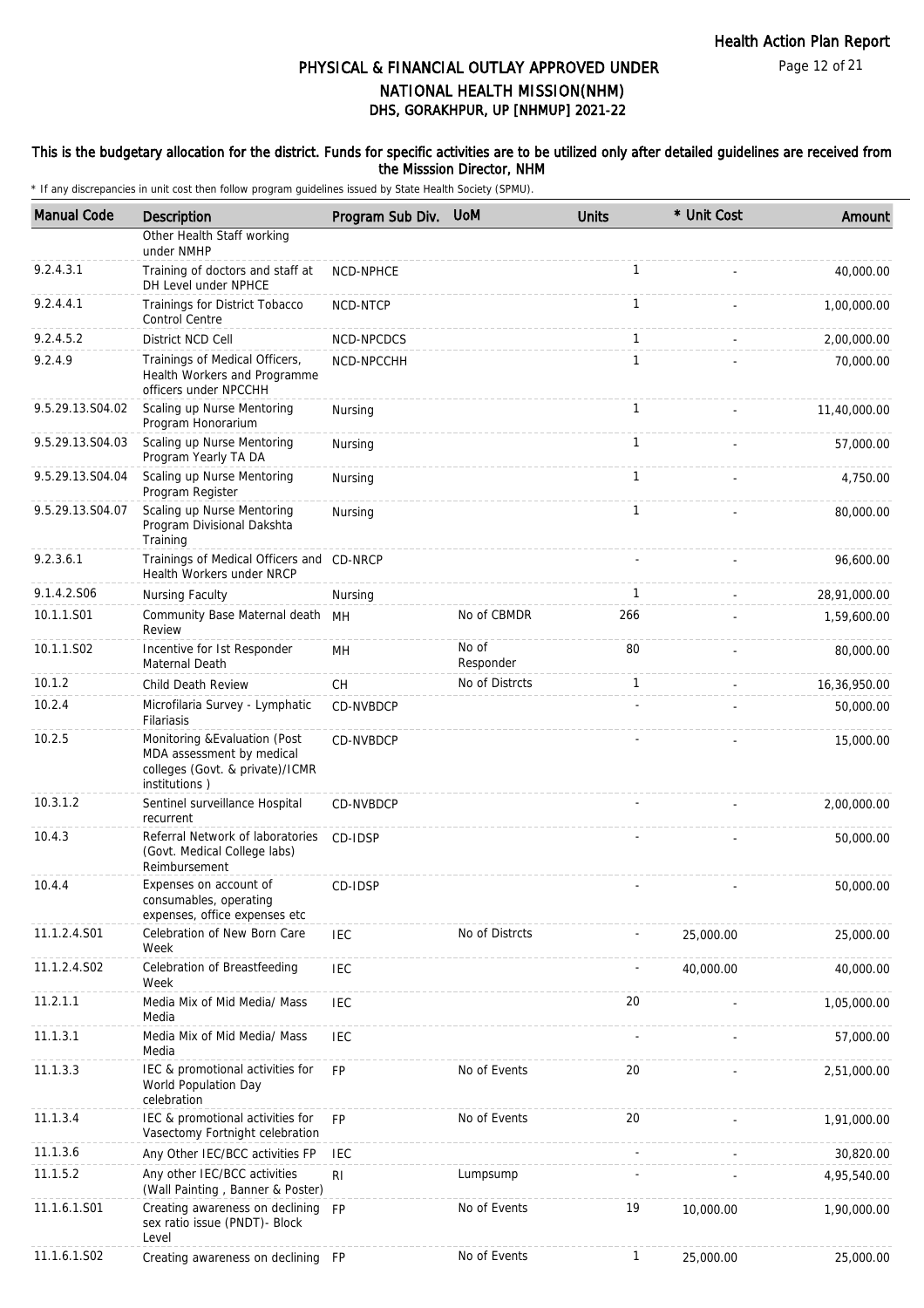# PHYSICAL & FINANCIAL OUTLAY APPROVED UNDER NATIONAL HEALTH MISSION(NHM)
## DHS, GORAKHPUR, UP [NHMUP] 2021-22

This is the budgetary allocation for the district. Funds for specific activities are to be utilized only after detailed guidelines are received from the Misssion Director, NHM

* If any discrepancies in unit cost then follow program guidelines issued by State Health Society (SPMU).

| Manual Code | Description | Program Sub Div. | UoM | Units | * Unit Cost | Amount |
|---|---|---|---|---|---|---|
| | Other Health Staff working under NMHP | | | | | |
| 9.2.4.3.1 | Training of doctors and staff at DH Level under NPHCE | NCD-NPHCE | | 1 | - | 40,000.00 |
| 9.2.4.4.1 | Trainings for District Tobacco Control Centre | NCD-NTCP | | 1 | - | 1,00,000.00 |
| 9.2.4.5.2 | District NCD Cell | NCD-NPCDCS | | 1 | - | 2,00,000.00 |
| 9.2.4.9 | Trainings of Medical Officers, Health Workers and Programme officers under NPCCHH | NCD-NPCCHH | | 1 | - | 70,000.00 |
| 9.5.29.13.S04.02 | Scaling up Nurse Mentoring Program Honorarium | Nursing | | 1 | - | 11,40,000.00 |
| 9.5.29.13.S04.03 | Scaling up Nurse Mentoring Program Yearly TA DA | Nursing | | 1 | - | 57,000.00 |
| 9.5.29.13.S04.04 | Scaling up Nurse Mentoring Program Register | Nursing | | 1 | - | 4,750.00 |
| 9.5.29.13.S04.07 | Scaling up Nurse Mentoring Program Divisional Dakshta Training | Nursing | | 1 | - | 80,000.00 |
| 9.2.3.6.1 | Trainings of Medical Officers and Health Workers under NRCP | CD-NRCP | | - | - | 96,600.00 |
| 9.1.4.2.S06 | Nursing Faculty | Nursing | | 1 | - | 28,91,000.00 |
| 10.1.1.S01 | Community Base Maternal death Review | MH | No of CBMDR | 266 | - | 1,59,600.00 |
| 10.1.1.S02 | Incentive for Ist Responder Maternal Death | MH | No of Responder | 80 | - | 80,000.00 |
| 10.1.2 | Child Death Review | CH | No of Distrcts | 1 | - | 16,36,950.00 |
| 10.2.4 | Microfilaria Survey - Lymphatic Filariasis | CD-NVBDCP | | - | - | 50,000.00 |
| 10.2.5 | Monitoring &Evaluation (Post MDA assessment by medical colleges (Govt. & private)/ICMR institutions ) | CD-NVBDCP | | - | - | 15,000.00 |
| 10.3.1.2 | Sentinel surveillance Hospital recurrent | CD-NVBDCP | | - | - | 2,00,000.00 |
| 10.4.3 | Referral Network of laboratories (Govt. Medical College labs) Reimbursement | CD-IDSP | | - | - | 50,000.00 |
| 10.4.4 | Expenses on account of consumables, operating expenses, office expenses etc | CD-IDSP | | - | - | 50,000.00 |
| 11.1.2.4.S01 | Celebration of New Born Care Week | IEC | No of Distrcts | - | 25,000.00 | 25,000.00 |
| 11.1.2.4.S02 | Celebration of Breastfeeding Week | IEC | | - | 40,000.00 | 40,000.00 |
| 11.2.1.1 | Media Mix of Mid Media/ Mass Media | IEC | | 20 | - | 1,05,000.00 |
| 11.1.3.1 | Media Mix of Mid Media/ Mass Media | IEC | | - | - | 57,000.00 |
| 11.1.3.3 | IEC & promotional activities for World Population Day celebration | FP | No of Events | 20 | - | 2,51,000.00 |
| 11.1.3.4 | IEC & promotional activities for Vasectomy Fortnight celebration | FP | No of Events | 20 | - | 1,91,000.00 |
| 11.1.3.6 | Any Other IEC/BCC activities FP | IEC | | - | - | 30,820.00 |
| 11.1.5.2 | Any other IEC/BCC activities (Wall Painting , Banner & Poster) | RI | Lumpsump | - | - | 4,95,540.00 |
| 11.1.6.1.S01 | Creating awareness on declining sex ratio issue (PNDT)- Block Level | FP | No of Events | 19 | 10,000.00 | 1,90,000.00 |
| 11.1.6.1.S02 | Creating awareness on declining | FP | No of Events | 1 | 25,000.00 | 25,000.00 |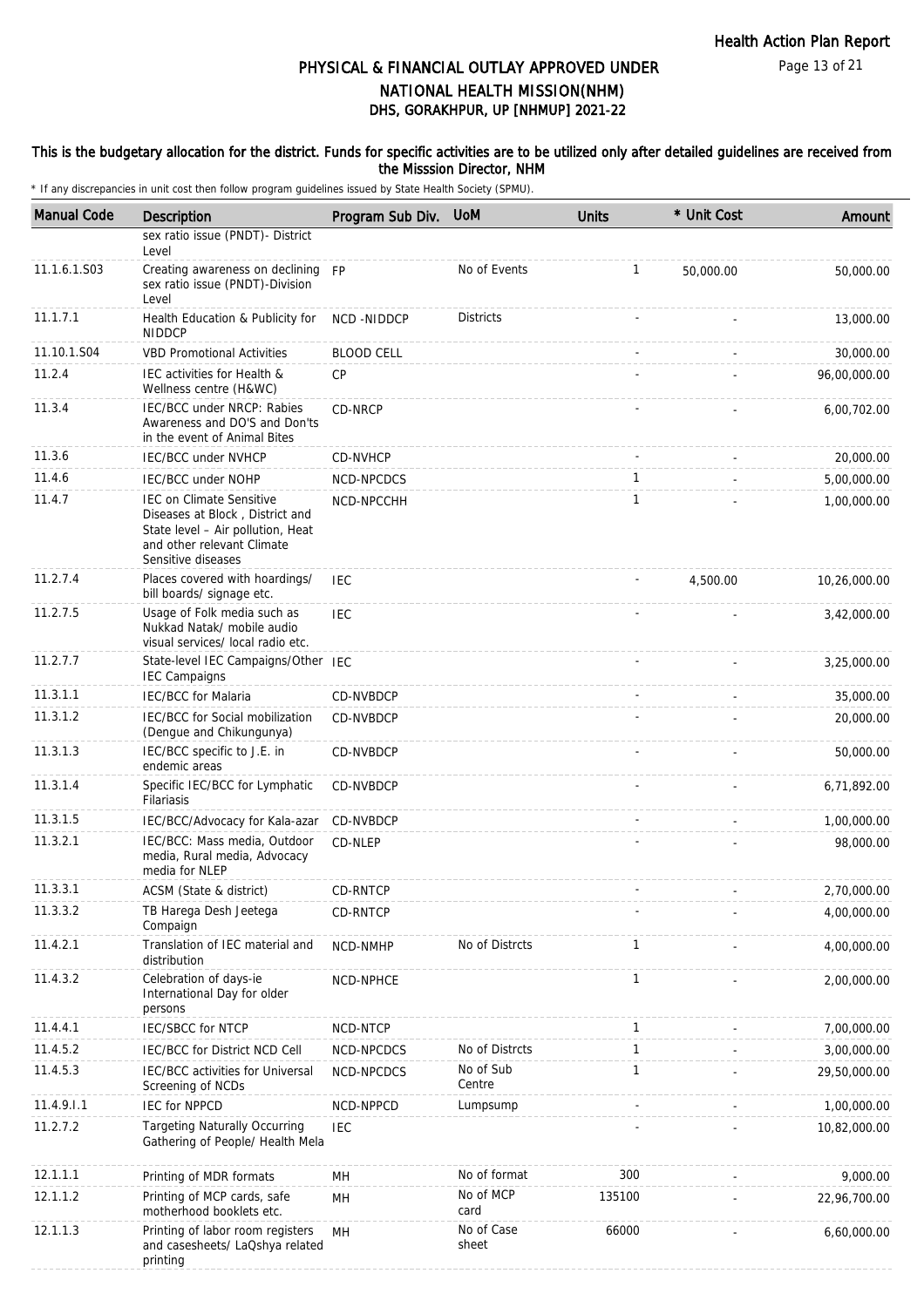## PHYSICAL & FINANCIAL OUTLAY APPROVED UNDER NATIONAL HEALTH MISSION(NHM)
### DHS, GORAKHPUR, UP [NHMUP] 2021-22

**This is the budgetary allocation for the district. Funds for specific activities are to be utilized only after detailed guidelines are received from the Misssion Director, NHM**

\* If any discrepancies in unit cost then follow program guidelines issued by State Health Society (SPMU).

| Manual Code | Description | Program Sub Div. | UoM | Units | * Unit Cost | Amount |
|---|---|---|---|---|---|---|
| | sex ratio issue (PNDT)- District Level | | | | | |
| 11.1.6.1.S03 | Creating awareness on declining sex ratio issue (PNDT)-Division Level | FP | No of Events | 1 | 50,000.00 | 50,000.00 |
| 11.1.7.1 | Health Education & Publicity for NIDDCP | NCD -NIDDCP | Districts | - | - | 13,000.00 |
| 11.10.1.S04 | VBD Promotional Activities | BLOOD CELL | | - | - | 30,000.00 |
| 11.2.4 | IEC activities for Health & Wellness centre (H&WC) | CP | | - | - | 96,00,000.00 |
| 11.3.4 | IEC/BCC under NRCP: Rabies Awareness and DO'S and Don'ts in the event of Animal Bites | CD-NRCP | | - | - | 6,00,702.00 |
| 11.3.6 | IEC/BCC under NVHCP | CD-NVHCP | | - | - | 20,000.00 |
| 11.4.6 | IEC/BCC under NOHP | NCD-NPCDCS | | 1 | - | 5,00,000.00 |
| 11.4.7 | IEC on Climate Sensitive Diseases at Block , District and State level – Air pollution, Heat and other relevant Climate Sensitive diseases | NCD-NPCCHH | | 1 | - | 1,00,000.00 |
| 11.2.7.4 | Places covered with hoardings/ bill boards/ signage etc. | IEC | | - | 4,500.00 | 10,26,000.00 |
| 11.2.7.5 | Usage of Folk media such as Nukkad Natak/ mobile audio visual services/ local radio etc. | IEC | | - | - | 3,42,000.00 |
| 11.2.7.7 | State-level IEC Campaigns/Other IEC Campaigns | IEC | | - | - | 3,25,000.00 |
| 11.3.1.1 | IEC/BCC for Malaria | CD-NVBDCP | | - | - | 35,000.00 |
| 11.3.1.2 | IEC/BCC for Social mobilization (Dengue and Chikungunya) | CD-NVBDCP | | - | - | 20,000.00 |
| 11.3.1.3 | IEC/BCC specific to J.E. in endemic areas | CD-NVBDCP | | - | - | 50,000.00 |
| 11.3.1.4 | Specific IEC/BCC for Lymphatic Filariasis | CD-NVBDCP | | - | - | 6,71,892.00 |
| 11.3.1.5 | IEC/BCC/Advocacy for Kala-azar | CD-NVBDCP | | - | - | 1,00,000.00 |
| 11.3.2.1 | IEC/BCC: Mass media, Outdoor media, Rural media, Advocacy media for NLEP | CD-NLEP | | - | - | 98,000.00 |
| 11.3.3.1 | ACSM (State & district) | CD-RNTCP | | - | - | 2,70,000.00 |
| 11.3.3.2 | TB Harega Desh Jeetega Compaign | CD-RNTCP | | - | - | 4,00,000.00 |
| 11.4.2.1 | Translation of IEC material and distribution | NCD-NMHP | No of Distrcts | 1 | - | 4,00,000.00 |
| 11.4.3.2 | Celebration of days-ie International Day for older persons | NCD-NPHCE | | 1 | - | 2,00,000.00 |
| 11.4.4.1 | IEC/SBCC for NTCP | NCD-NTCP | | 1 | - | 7,00,000.00 |
| 11.4.5.2 | IEC/BCC for District NCD Cell | NCD-NPCDCS | No of Distrcts | 1 | - | 3,00,000.00 |
| 11.4.5.3 | IEC/BCC activities for Universal Screening of NCDs | NCD-NPCDCS | No of Sub Centre | 1 | - | 29,50,000.00 |
| 11.4.9.I.1 | IEC for NPPCD | NCD-NPPCD | Lumpsump | - | - | 1,00,000.00 |
| 11.2.7.2 | Targeting Naturally Occurring Gathering of People/ Health Mela | IEC | | - | - | 10,82,000.00 |
| 12.1.1.1 | Printing of MDR formats | MH | No of format | 300 | - | 9,000.00 |
| 12.1.1.2 | Printing of MCP cards, safe motherhood booklets etc. | MH | No of MCP card | 135100 | - | 22,96,700.00 |
| 12.1.1.3 | Printing of labor room registers and casesheets/ LaQshya related printing | MH | No of Case sheet | 66000 | - | 6,60,000.00 |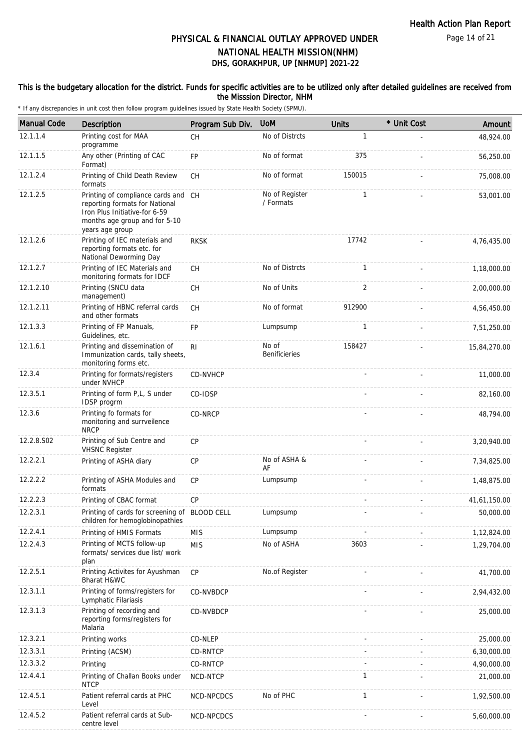# PHYSICAL & FINANCIAL OUTLAY APPROVED UNDER NATIONAL HEALTH MISSION(NHM)

## DHS, GORAKHPUR, UP [NHMUP] 2021-22

### This is the budgetary allocation for the district. Funds for specific activities are to be utilized only after detailed guidelines are received from the Misssion Director, NHM

\* If any discrepancies in unit cost then follow program guidelines issued by State Health Society (SPMU).

| Manual Code | Description | Program Sub Div. | UoM | Units | * Unit Cost | Amount |
|---|---|---|---|---|---|---|
| 12.1.1.4 | Printing cost for MAA programme | CH | No of Distrcts | 1 | - | 48,924.00 |
| 12.1.1.5 | Any other (Printing of CAC Format) | FP | No of format | 375 | - | 56,250.00 |
| 12.1.2.4 | Printing of Child Death Review formats | CH | No of format | 150015 | - | 75,008.00 |
| 12.1.2.5 | Printing of compliance cards and reporting formats for National Iron Plus Initiative-for 6-59 months age group and for 5-10 years age group | CH | No of Register / Formats | 1 | - | 53,001.00 |
| 12.1.2.6 | Printing of IEC materials and reporting formats etc. for National Deworming Day | RKSK | | 17742 | - | 4,76,435.00 |
| 12.1.2.7 | Printing of IEC Materials and monitoring formats for IDCF | CH | No of Distrcts | 1 | - | 1,18,000.00 |
| 12.1.2.10 | Printing (SNCU data management) | CH | No of Units | 2 | - | 2,00,000.00 |
| 12.1.2.11 | Printing of HBNC referral cards and other formats | CH | No of format | 912900 | - | 4,56,450.00 |
| 12.1.3.3 | Printing of FP Manuals, Guidelines, etc. | FP | Lumpsump | 1 | - | 7,51,250.00 |
| 12.1.6.1 | Printing and dissemination of Immunization cards, tally sheets, monitoring forms etc. | RI | No of Benificieries | 158427 | - | 15,84,270.00 |
| 12.3.4 | Printing for formats/registers under NVHCP | CD-NVHCP | | - | - | 11,000.00 |
| 12.3.5.1 | Printing of form P,L, S under IDSP progrm | CD-IDSP | | - | - | 82,160.00 |
| 12.3.6 | Printing fo formats for monitoring and surrveilence NRCP | CD-NRCP | | - | - | 48,794.00 |
| 12.2.8.S02 | Printing of Sub Centre and VHSNC Register | CP | | - | - | 3,20,940.00 |
| 12.2.2.1 | Printing of ASHA diary | CP | No of ASHA & AF | - | - | 7,34,825.00 |
| 12.2.2.2 | Printing of ASHA Modules and formats | CP | Lumpsump | - | - | 1,48,875.00 |
| 12.2.2.3 | Printing of CBAC format | CP | | - | - | 41,61,150.00 |
| 12.2.3.1 | Printing of cards for screening of children for hemoglobinopathies | BLOOD CELL | Lumpsump | - | - | 50,000.00 |
| 12.2.4.1 | Printing of HMIS Formats | MIS | Lumpsump | - | - | 1,12,824.00 |
| 12.2.4.3 | Printing of MCTS follow-up formats/ services due list/ work plan | MIS | No of ASHA | 3603 | - | 1,29,704.00 |
| 12.2.5.1 | Printing Activites for Ayushman Bharat H&WC | CP | No.of Register | - | - | 41,700.00 |
| 12.3.1.1 | Printing of forms/registers for Lymphatic Filariasis | CD-NVBDCP | | - | - | 2,94,432.00 |
| 12.3.1.3 | Printing of recording and reporting forms/registers for Malaria | CD-NVBDCP | | - | - | 25,000.00 |
| 12.3.2.1 | Printing works | CD-NLEP | | - | - | 25,000.00 |
| 12.3.3.1 | Printing (ACSM) | CD-RNTCP | | - | - | 6,30,000.00 |
| 12.3.3.2 | Printing | CD-RNTCP | | - | - | 4,90,000.00 |
| 12.4.4.1 | Printing of Challan Books under NTCP | NCD-NTCP | | 1 | - | 21,000.00 |
| 12.4.5.1 | Patient referral cards at PHC Level | NCD-NPCDCS | No of PHC | 1 | - | 1,92,500.00 |
| 12.4.5.2 | Patient referral cards at Sub-centre level | NCD-NPCDCS | | - | - | 5,60,000.00 |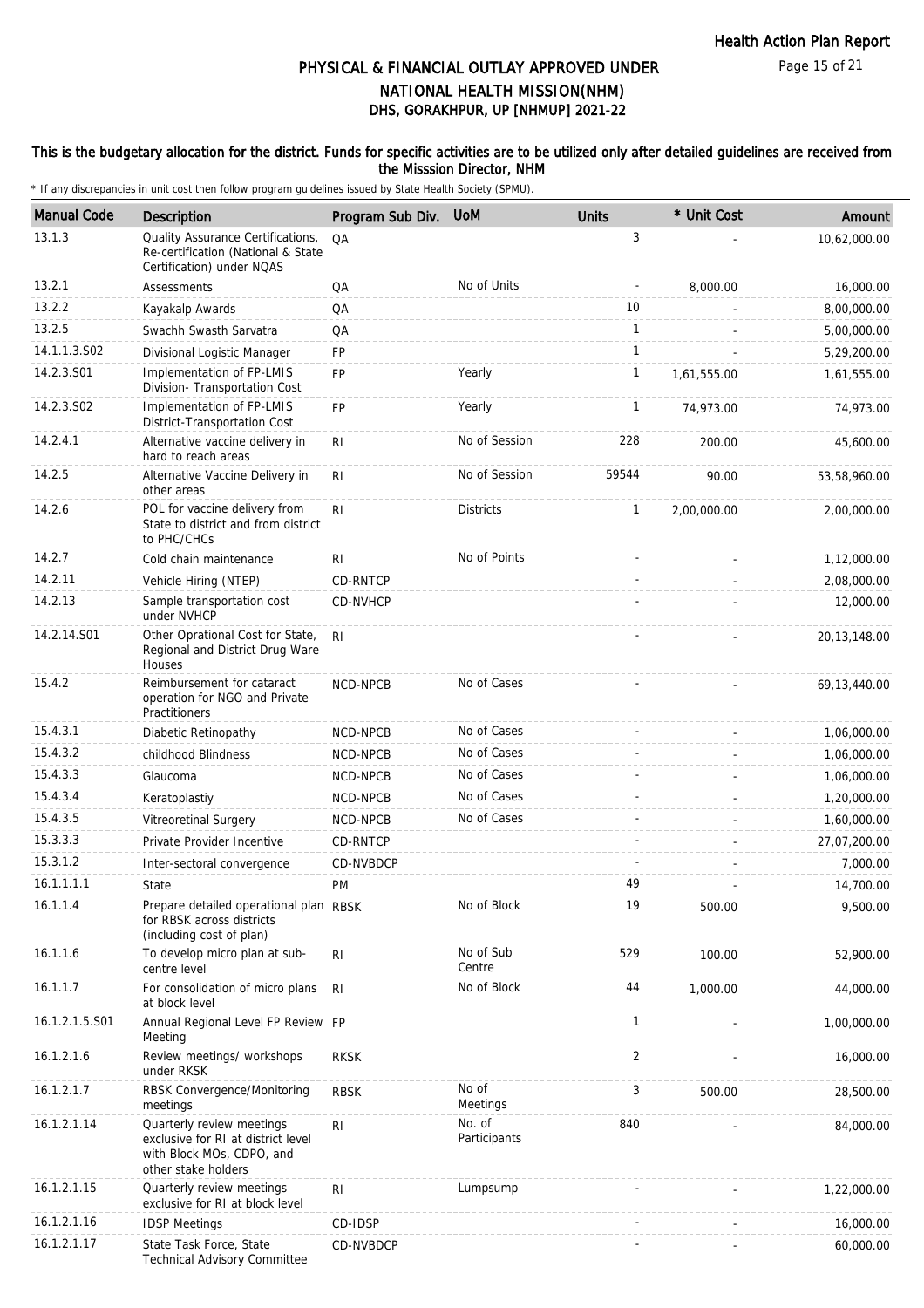# PHYSICAL & FINANCIAL OUTLAY APPROVED UNDER NATIONAL HEALTH MISSION(NHM)
## DHS, GORAKHPUR, UP [NHMUP] 2021-22

**This is the budgetary allocation for the district. Funds for specific activities are to be utilized only after detailed guidelines are received from the Misssion Director, NHM**

\* If any discrepancies in unit cost then follow program guidelines issued by State Health Society (SPMU).

| Manual Code | Description | Program Sub Div. | UoM | Units | * Unit Cost | Amount |
|---|---|---|---|---|---|---|
| 13.1.3 | Quality Assurance Certifications, Re-certification (National & State Certification) under NQAS | QA | | 3 | - | 10,62,000.00 |
| 13.2.1 | Assessments | QA | No of Units | - | 8,000.00 | 16,000.00 |
| 13.2.2 | Kayakalp Awards | QA | | 10 | - | 8,00,000.00 |
| 13.2.5 | Swachh Swasth Sarvatra | QA | | 1 | - | 5,00,000.00 |
| 14.1.1.3.S02 | Divisional Logistic Manager | FP | | 1 | - | 5,29,200.00 |
| 14.2.3.S01 | Implementation of FP-LMIS Division- Transportation Cost | FP | Yearly | 1 | 1,61,555.00 | 1,61,555.00 |
| 14.2.3.S02 | Implementation of FP-LMIS District-Transportation Cost | FP | Yearly | 1 | 74,973.00 | 74,973.00 |
| 14.2.4.1 | Alternative vaccine delivery in hard to reach areas | RI | No of Session | 228 | 200.00 | 45,600.00 |
| 14.2.5 | Alternative Vaccine Delivery in other areas | RI | No of Session | 59544 | 90.00 | 53,58,960.00 |
| 14.2.6 | POL for vaccine delivery from State to district and from district to PHC/CHCs | RI | Districts | 1 | 2,00,000.00 | 2,00,000.00 |
| 14.2.7 | Cold chain maintenance | RI | No of Points | - | - | 1,12,000.00 |
| 14.2.11 | Vehicle Hiring (NTEP) | CD-RNTCP | | - | - | 2,08,000.00 |
| 14.2.13 | Sample transportation cost under NVHCP | CD-NVHCP | | - | - | 12,000.00 |
| 14.2.14.S01 | Other Oprational Cost for State, Regional and District Drug Ware Houses | RI | | - | - | 20,13,148.00 |
| 15.4.2 | Reimbursement for cataract operation for NGO and Private Practitioners | NCD-NPCB | No of Cases | - | - | 69,13,440.00 |
| 15.4.3.1 | Diabetic Retinopathy | NCD-NPCB | No of Cases | - | - | 1,06,000.00 |
| 15.4.3.2 | childhood Blindness | NCD-NPCB | No of Cases | - | - | 1,06,000.00 |
| 15.4.3.3 | Glaucoma | NCD-NPCB | No of Cases | - | - | 1,06,000.00 |
| 15.4.3.4 | Keratoplastiy | NCD-NPCB | No of Cases | - | - | 1,20,000.00 |
| 15.4.3.5 | Vitreoretinal Surgery | NCD-NPCB | No of Cases | - | - | 1,60,000.00 |
| 15.3.3.3 | Private Provider Incentive | CD-RNTCP | | - | - | 27,07,200.00 |
| 15.3.1.2 | Inter-sectoral convergence | CD-NVBDCP | | - | - | 7,000.00 |
| 16.1.1.1.1 | State | PM | | 49 | - | 14,700.00 |
| 16.1.1.4 | Prepare detailed operational plan for RBSK across districts (including cost of plan) | RBSK | No of Block | 19 | 500.00 | 9,500.00 |
| 16.1.1.6 | To develop micro plan at sub-centre level | RI | No of Sub Centre | 529 | 100.00 | 52,900.00 |
| 16.1.1.7 | For consolidation of micro plans at block level | RI | No of Block | 44 | 1,000.00 | 44,000.00 |
| 16.1.2.1.5.S01 | Annual Regional Level FP Review Meeting | FP | | 1 | - | 1,00,000.00 |
| 16.1.2.1.6 | Review meetings/ workshops under RKSK | RKSK | | 2 | - | 16,000.00 |
| 16.1.2.1.7 | RBSK Convergence/Monitoring meetings | RBSK | No of Meetings | 3 | 500.00 | 28,500.00 |
| 16.1.2.1.14 | Quarterly review meetings exclusive for RI at district level with Block MOs, CDPO, and other stake holders | RI | No. of Participants | 840 | - | 84,000.00 |
| 16.1.2.1.15 | Quarterly review meetings exclusive for RI at block level | RI | Lumpsump | - | - | 1,22,000.00 |
| 16.1.2.1.16 | IDSP Meetings | CD-IDSP | | - | - | 16,000.00 |
| 16.1.2.1.17 | State Task Force, State Technical Advisory Committee | CD-NVBDCP | | - | - | 60,000.00 |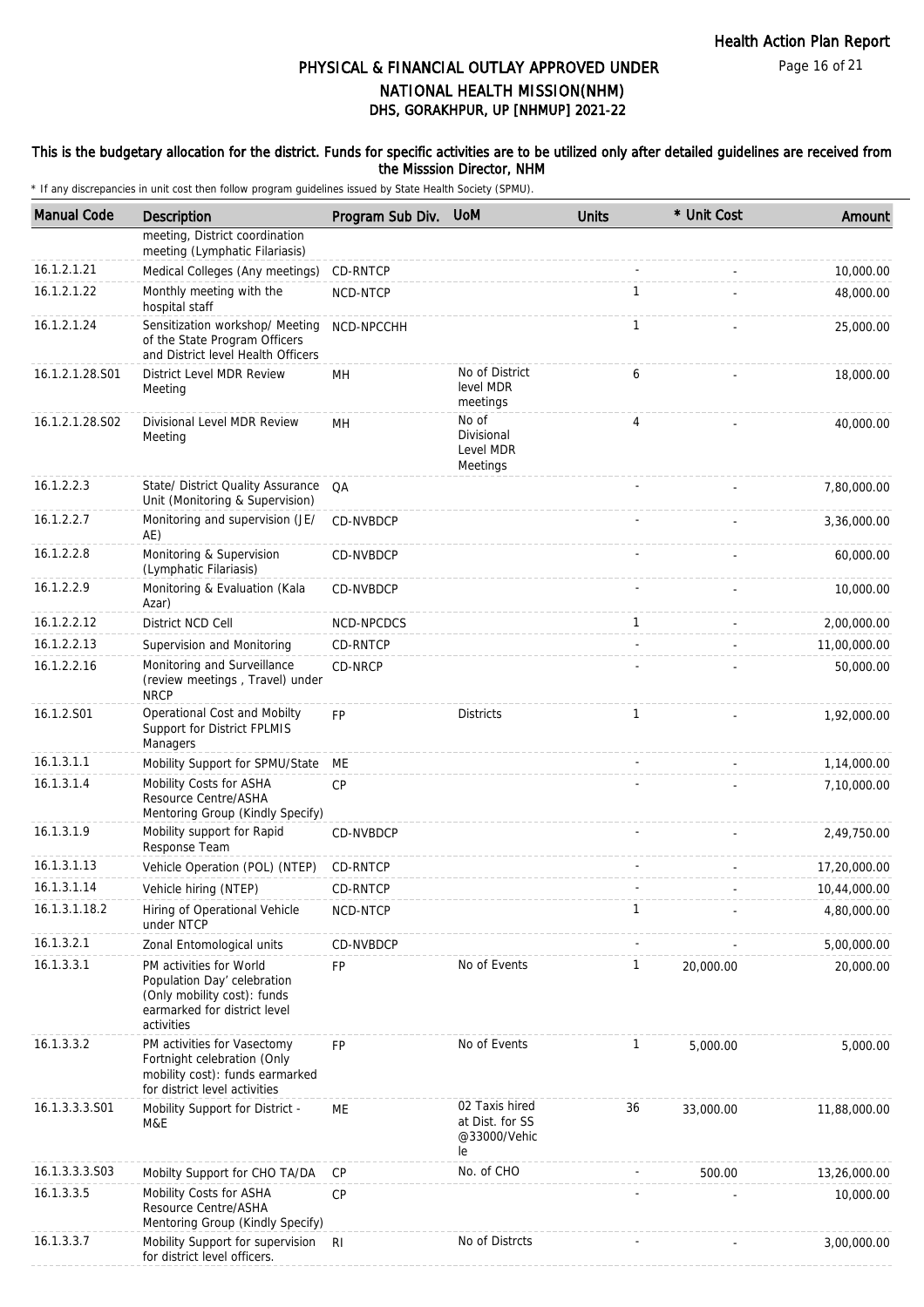## PHYSICAL & FINANCIAL OUTLAY APPROVED UNDER NATIONAL HEALTH MISSION(NHM)
## DHS, GORAKHPUR, UP [NHMUP] 2021-22

This is the budgetary allocation for the district. Funds for specific activities are to be utilized only after detailed guidelines are received from the Misssion Director, NHM

\* If any discrepancies in unit cost then follow program guidelines issued by State Health Society (SPMU).

| Manual Code | Description | Program Sub Div. | UoM | Units | * Unit Cost | Amount |
|---|---|---|---|---|---|---|
| | meeting, District coordination meeting (Lymphatic Filariasis) | | | | | |
| 16.1.2.1.21 | Medical Colleges (Any meetings) | CD-RNTCP | | - | - | 10,000.00 |
| 16.1.2.1.22 | Monthly meeting with the hospital staff | NCD-NTCP | | 1 | - | 48,000.00 |
| 16.1.2.1.24 | Sensitization workshop/ Meeting of the State Program Officers and District level Health Officers | NCD-NPCCHH | | 1 | - | 25,000.00 |
| 16.1.2.1.28.S01 | District Level MDR Review Meeting | MH | No of District level MDR meetings | 6 | - | 18,000.00 |
| 16.1.2.1.28.S02 | Divisional Level MDR Review Meeting | MH | No of Divisional Level MDR Meetings | 4 | - | 40,000.00 |
| 16.1.2.2.3 | State/ District Quality Assurance Unit (Monitoring & Supervision) | QA | | - | - | 7,80,000.00 |
| 16.1.2.2.7 | Monitoring and supervision (JE/ AE) | CD-NVBDCP | | - | - | 3,36,000.00 |
| 16.1.2.2.8 | Monitoring & Supervision (Lymphatic Filariasis) | CD-NVBDCP | | - | - | 60,000.00 |
| 16.1.2.2.9 | Monitoring & Evaluation (Kala Azar) | CD-NVBDCP | | - | - | 10,000.00 |
| 16.1.2.2.12 | District NCD Cell | NCD-NPCDCS | | 1 | - | 2,00,000.00 |
| 16.1.2.2.13 | Supervision and Monitoring | CD-RNTCP | | - | - | 11,00,000.00 |
| 16.1.2.2.16 | Monitoring and Surveillance (review meetings , Travel) under NRCP | CD-NRCP | | - | - | 50,000.00 |
| 16.1.2.S01 | Operational Cost and Mobilty Support for District FPLMIS Managers | FP | Districts | 1 | - | 1,92,000.00 |
| 16.1.3.1.1 | Mobility Support for SPMU/State | ME | | - | - | 1,14,000.00 |
| 16.1.3.1.4 | Mobility Costs for ASHA Resource Centre/ASHA Mentoring Group (Kindly Specify) | CP | | - | - | 7,10,000.00 |
| 16.1.3.1.9 | Mobility support for Rapid Response Team | CD-NVBDCP | | - | - | 2,49,750.00 |
| 16.1.3.1.13 | Vehicle Operation (POL) (NTEP) | CD-RNTCP | | - | - | 17,20,000.00 |
| 16.1.3.1.14 | Vehicle hiring (NTEP) | CD-RNTCP | | - | - | 10,44,000.00 |
| 16.1.3.1.18.2 | Hiring of Operational Vehicle under NTCP | NCD-NTCP | | 1 | - | 4,80,000.00 |
| 16.1.3.2.1 | Zonal Entomological units | CD-NVBDCP | | - | - | 5,00,000.00 |
| 16.1.3.3.1 | PM activities for World Population Day' celebration (Only mobility cost): funds earmarked for district level activities | FP | No of Events | 1 | 20,000.00 | 20,000.00 |
| 16.1.3.3.2 | PM activities for Vasectomy Fortnight celebration (Only mobility cost): funds earmarked for district level activities | FP | No of Events | 1 | 5,000.00 | 5,000.00 |
| 16.1.3.3.3.S01 | Mobility Support for District - M&E | ME | 02 Taxis hired at Dist. for SS @33000/Vehicle | 36 | 33,000.00 | 11,88,000.00 |
| 16.1.3.3.3.S03 | Mobilty Support for CHO TA/DA | CP | No. of CHO | - | 500.00 | 13,26,000.00 |
| 16.1.3.3.5 | Mobility Costs for ASHA Resource Centre/ASHA Mentoring Group (Kindly Specify) | CP | | - | - | 10,000.00 |
| 16.1.3.3.7 | Mobility Support for supervision for district level officers. | RI | No of Distrcts | - | - | 3,00,000.00 |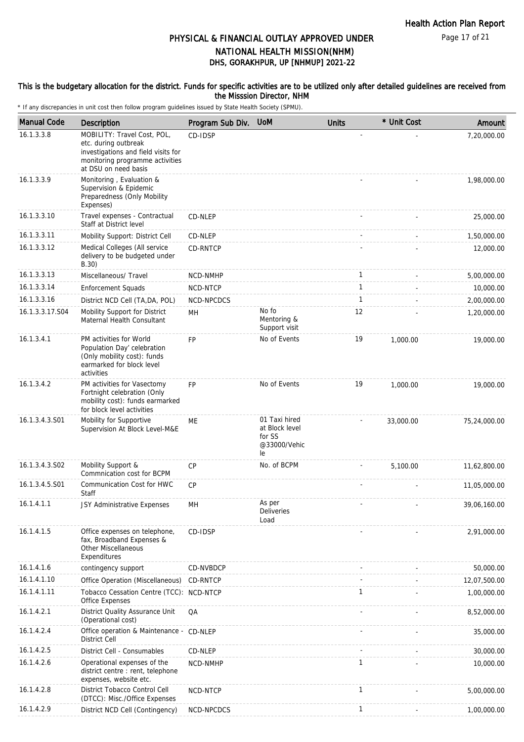## PHYSICAL & FINANCIAL OUTLAY APPROVED UNDER NATIONAL HEALTH MISSION(NHM)
## DHS, GORAKHPUR, UP [NHMUP] 2021-22

**This is the budgetary allocation for the district. Funds for specific activities are to be utilized only after detailed guidelines are received from the Misssion Director, NHM**

\* If any discrepancies in unit cost then follow program guidelines issued by State Health Society (SPMU).

| Manual Code | Description | Program Sub Div. | UoM | Units | * Unit Cost | Amount |
|---|---|---|---|---|---|---|
| 16.1.3.3.8 | MOBILITY: Travel Cost, POL, etc. during outbreak investigations and field visits for monitoring programme activities at DSU on need basis | CD-IDSP | | - | - | 7,20,000.00 |
| 16.1.3.3.9 | Monitoring , Evaluation & Supervision & Epidemic Preparedness (Only Mobility Expenses) | | | - | - | 1,98,000.00 |
| 16.1.3.3.10 | Travel expenses - Contractual Staff at District level | CD-NLEP | | - | - | 25,000.00 |
| 16.1.3.3.11 | Mobility Support: District Cell | CD-NLEP | | - | - | 1,50,000.00 |
| 16.1.3.3.12 | Medical Colleges (All service delivery to be budgeted under B.30) | CD-RNTCP | | - | - | 12,000.00 |
| 16.1.3.3.13 | Miscellaneous/ Travel | NCD-NMHP | | 1 | - | 5,00,000.00 |
| 16.1.3.3.14 | Enforcement Squads | NCD-NTCP | | 1 | - | 10,000.00 |
| 16.1.3.3.16 | District NCD Cell (TA,DA, POL) | NCD-NPCDCS | | 1 | - | 2,00,000.00 |
| 16.1.3.3.17.S04 | Mobility Support for District Maternal Health Consultant | MH | No fo Mentoring & Support visit | 12 | - | 1,20,000.00 |
| 16.1.3.4.1 | PM activities for World Population Day' celebration (Only mobility cost): funds earmarked for block level activities | FP | No of Events | 19 | 1,000.00 | 19,000.00 |
| 16.1.3.4.2 | PM activities for Vasectomy Fortnight celebration (Only mobility cost): funds earmarked for block level activities | FP | No of Events | 19 | 1,000.00 | 19,000.00 |
| 16.1.3.4.3.S01 | Mobility for Supportive Supervision At Block Level-M&E | ME | 01 Taxi hired at Block level for SS @33000/Vehicle | - | 33,000.00 | 75,24,000.00 |
| 16.1.3.4.3.S02 | Mobility Support & Commnication cost for BCPM | CP | No. of BCPM | - | 5,100.00 | 11,62,800.00 |
| 16.1.3.4.5.S01 | Communication Cost for HWC Staff | CP | | - | - | 11,05,000.00 |
| 16.1.4.1.1 | JSY Administrative Expenses | MH | As per Deliveries Load | - | - | 39,06,160.00 |
| 16.1.4.1.5 | Office expenses on telephone, fax, Broadband Expenses & Other Miscellaneous Expenditures | CD-IDSP | | - | - | 2,91,000.00 |
| 16.1.4.1.6 | contingency support | CD-NVBDCP | | - | - | 50,000.00 |
| 16.1.4.1.10 | Office Operation (Miscellaneous) | CD-RNTCP | | - | - | 12,07,500.00 |
| 16.1.4.1.11 | Tobacco Cessation Centre (TCC): Office Expenses | NCD-NTCP | | 1 | - | 1,00,000.00 |
| 16.1.4.2.1 | District Quality Assurance Unit (Operational cost) | QA | | - | - | 8,52,000.00 |
| 16.1.4.2.4 | Office operation & Maintenance - District Cell | CD-NLEP | | - | - | 35,000.00 |
| 16.1.4.2.5 | District Cell - Consumables | CD-NLEP | | - | - | 30,000.00 |
| 16.1.4.2.6 | Operational expenses of the district centre : rent, telephone expenses, website etc. | NCD-NMHP | | 1 | - | 10,000.00 |
| 16.1.4.2.8 | District Tobacco Control Cell (DTCC): Misc./Office Expenses | NCD-NTCP | | 1 | - | 5,00,000.00 |
| 16.1.4.2.9 | District NCD Cell (Contingency) | NCD-NPCDCS | | 1 | - | 1,00,000.00 |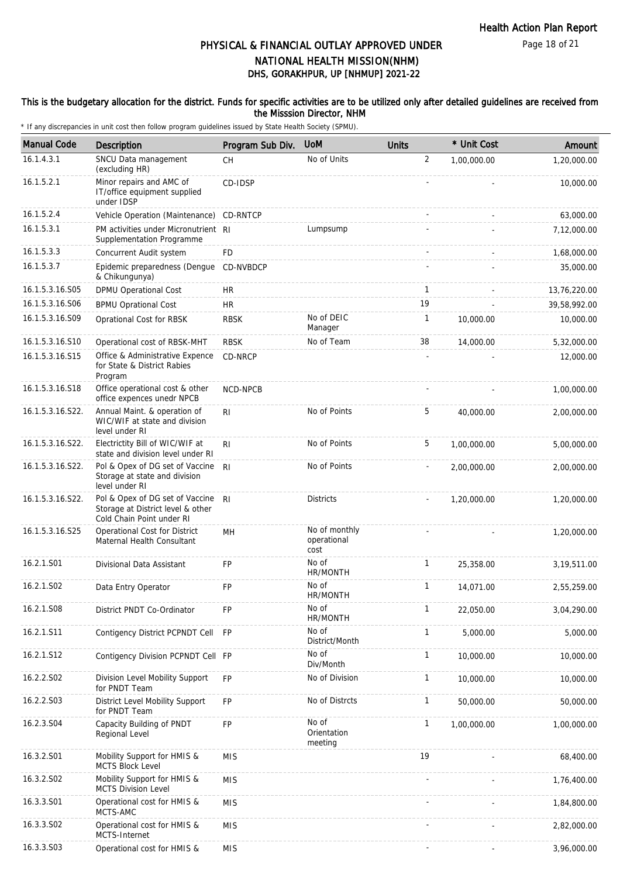# PHYSICAL & FINANCIAL OUTLAY APPROVED UNDER NATIONAL HEALTH MISSION(NHM)
## DHS, GORAKHPUR, UP [NHMUP] 2021-22

**This is the budgetary allocation for the district. Funds for specific activities are to be utilized only after detailed guidelines are received from the Misssion Director, NHM**

* If any discrepancies in unit cost then follow program guidelines issued by State Health Society (SPMU).

| Manual Code | Description | Program Sub Div. | UoM | Units | * Unit Cost | Amount |
|---|---|---|---|---|---|---|
| 16.1.4.3.1 | SNCU Data management (excluding HR) | CH | No of Units | 2 | 1,00,000.00 | 1,20,000.00 |
| 16.1.5.2.1 | Minor repairs and AMC of IT/office equipment supplied under IDSP | CD-IDSP | | - | - | 10,000.00 |
| 16.1.5.2.4 | Vehicle Operation (Maintenance) | CD-RNTCP | | - | - | 63,000.00 |
| 16.1.5.3.1 | PM activities under Micronutrient Supplementation Programme | RI | Lumpsump | - | - | 7,12,000.00 |
| 16.1.5.3.3 | Concurrent Audit system | FD | | - | - | 1,68,000.00 |
| 16.1.5.3.7 | Epidemic preparedness (Dengue & Chikungunya) | CD-NVBDCP | | - | - | 35,000.00 |
| 16.1.5.3.16.S05 | DPMU Operational Cost | HR | | 1 | - | 13,76,220.00 |
| 16.1.5.3.16.S06 | BPMU Oprational Cost | HR | | 19 | - | 39,58,992.00 |
| 16.1.5.3.16.S09 | Oprational Cost for RBSK | RBSK | No of DEIC Manager | 1 | 10,000.00 | 10,000.00 |
| 16.1.5.3.16.S10 | Operational cost of RBSK-MHT | RBSK | No of Team | 38 | 14,000.00 | 5,32,000.00 |
| 16.1.5.3.16.S15 | Office & Administrative Expence for State & District Rabies Program | CD-NRCP | | - | - | 12,000.00 |
| 16.1.5.3.16.S18 | Office operational cost & other office expences unedr NPCB | NCD-NPCB | | - | - | 1,00,000.00 |
| 16.1.5.3.16.S22. | Annual Maint. & operation of WIC/WIF at state and division level under RI | RI | No of Points | 5 | 40,000.00 | 2,00,000.00 |
| 16.1.5.3.16.S22. | Electrictity Bill of WIC/WIF at state and division level under RI | RI | No of Points | 5 | 1,00,000.00 | 5,00,000.00 |
| 16.1.5.3.16.S22. | Pol & Opex of DG set of Vaccine Storage at state and division level under RI | RI | No of Points | - | 2,00,000.00 | 2,00,000.00 |
| 16.1.5.3.16.S22. | Pol & Opex of DG set of Vaccine Storage at District level & other Cold Chain Point under RI | RI | Districts | - | 1,20,000.00 | 1,20,000.00 |
| 16.1.5.3.16.S25 | Operational Cost for District Maternal Health Consultant | MH | No of monthly operational cost | - | - | 1,20,000.00 |
| 16.2.1.S01 | Divisional Data Assistant | FP | No of HR/MONTH | 1 | 25,358.00 | 3,19,511.00 |
| 16.2.1.S02 | Data Entry Operator | FP | No of HR/MONTH | 1 | 14,071.00 | 2,55,259.00 |
| 16.2.1.S08 | District PNDT Co-Ordinator | FP | No of HR/MONTH | 1 | 22,050.00 | 3,04,290.00 |
| 16.2.1.S11 | Contigency District PCPNDT Cell | FP | No of District/Month | 1 | 5,000.00 | 5,000.00 |
| 16.2.1.S12 | Contigency Division PCPNDT Cell | FP | No of Div/Month | 1 | 10,000.00 | 10,000.00 |
| 16.2.2.S02 | Division Level Mobility Support for PNDT Team | FP | No of Division | 1 | 10,000.00 | 10,000.00 |
| 16.2.2.S03 | District Level Mobility Support for PNDT Team | FP | No of Distrcts | 1 | 50,000.00 | 50,000.00 |
| 16.2.3.S04 | Capacity Building of PNDT Regional Level | FP | No of Orientation meeting | 1 | 1,00,000.00 | 1,00,000.00 |
| 16.3.2.S01 | Mobility Support for HMIS & MCTS Block Level | MIS | | 19 | - | 68,400.00 |
| 16.3.2.S02 | Mobility Support for HMIS & MCTS Division Level | MIS | | - | - | 1,76,400.00 |
| 16.3.3.S01 | Operational cost for HMIS & MCTS-AMC | MIS | | - | - | 1,84,800.00 |
| 16.3.3.S02 | Operational cost for HMIS & MCTS-Internet | MIS | | - | - | 2,82,000.00 |
| 16.3.3.S03 | Operational cost for HMIS & | MIS | | - | - | 3,96,000.00 |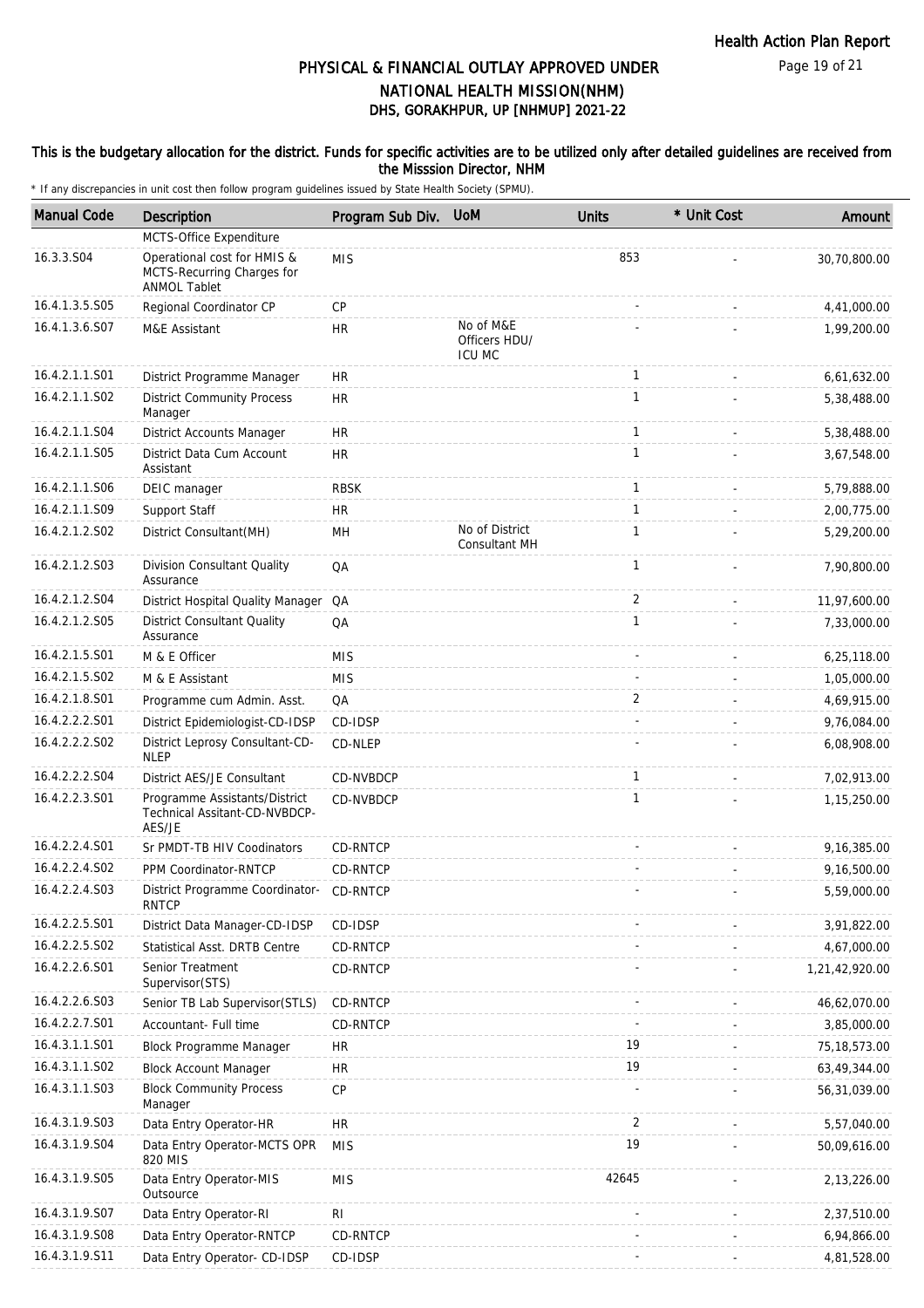# PHYSICAL & FINANCIAL OUTLAY APPROVED UNDER NATIONAL HEALTH MISSION(NHM)

## DHS, GORAKHPUR, UP [NHMUP] 2021-22

### This is the budgetary allocation for the district. Funds for specific activities are to be utilized only after detailed guidelines are received from the Misssion Director, NHM

\* If any discrepancies in unit cost then follow program guidelines issued by State Health Society (SPMU).

| Manual Code | Description | Program Sub Div. | UoM | Units | * Unit Cost | Amount |
|---|---|---|---|---|---|---|
| | MCTS-Office Expenditure | | | | | |
| 16.3.3.S04 | Operational cost for HMIS & MCTS-Recurring Charges for ANMOL Tablet | MIS | | 853 | - | 30,70,800.00 |
| 16.4.1.3.5.S05 | Regional Coordinator CP | CP | | - | - | 4,41,000.00 |
| 16.4.1.3.6.S07 | M&E Assistant | HR | No of M&E Officers HDU/ ICU MC | - | - | 1,99,200.00 |
| 16.4.2.1.1.S01 | District Programme Manager | HR | | 1 | - | 6,61,632.00 |
| 16.4.2.1.1.S02 | District Community Process Manager | HR | | 1 | - | 5,38,488.00 |
| 16.4.2.1.1.S04 | District Accounts Manager | HR | | 1 | - | 5,38,488.00 |
| 16.4.2.1.1.S05 | District Data Cum Account Assistant | HR | | 1 | - | 3,67,548.00 |
| 16.4.2.1.1.S06 | DEIC manager | RBSK | | 1 | - | 5,79,888.00 |
| 16.4.2.1.1.S09 | Support Staff | HR | | 1 | - | 2,00,775.00 |
| 16.4.2.1.2.S02 | District Consultant(MH) | MH | No of District Consultant MH | 1 | - | 5,29,200.00 |
| 16.4.2.1.2.S03 | Division Consultant Quality Assurance | QA | | 1 | - | 7,90,800.00 |
| 16.4.2.1.2.S04 | District Hospital Quality Manager | QA | | 2 | - | 11,97,600.00 |
| 16.4.2.1.2.S05 | District Consultant Quality Assurance | QA | | 1 | - | 7,33,000.00 |
| 16.4.2.1.5.S01 | M & E Officer | MIS | | - | - | 6,25,118.00 |
| 16.4.2.1.5.S02 | M & E Assistant | MIS | | - | - | 1,05,000.00 |
| 16.4.2.1.8.S01 | Programme cum Admin. Asst. | QA | | 2 | - | 4,69,915.00 |
| 16.4.2.2.2.S01 | District Epidemiologist-CD-IDSP | CD-IDSP | | - | - | 9,76,084.00 |
| 16.4.2.2.2.S02 | District Leprosy Consultant-CD-NLEP | CD-NLEP | | - | - | 6,08,908.00 |
| 16.4.2.2.2.S04 | District AES/JE Consultant | CD-NVBDCP | | 1 | - | 7,02,913.00 |
| 16.4.2.2.3.S01 | Programme Assistants/District Technical Assitant-CD-NVBDCP-AES/JE | CD-NVBDCP | | 1 | - | 1,15,250.00 |
| 16.4.2.2.4.S01 | Sr PMDT-TB HIV Coodinators | CD-RNTCP | | - | - | 9,16,385.00 |
| 16.4.2.2.4.S02 | PPM Coordinator-RNTCP | CD-RNTCP | | - | - | 9,16,500.00 |
| 16.4.2.2.4.S03 | District Programme Coordinator-RNTCP | CD-RNTCP | | - | - | 5,59,000.00 |
| 16.4.2.2.5.S01 | District Data Manager-CD-IDSP | CD-IDSP | | - | - | 3,91,822.00 |
| 16.4.2.2.5.S02 | Statistical Asst. DRTB Centre | CD-RNTCP | | - | - | 4,67,000.00 |
| 16.4.2.2.6.S01 | Senior Treatment Supervisor(STS) | CD-RNTCP | | - | - | 1,21,42,920.00 |
| 16.4.2.2.6.S03 | Senior TB Lab Supervisor(STLS) | CD-RNTCP | | - | - | 46,62,070.00 |
| 16.4.2.2.7.S01 | Accountant- Full time | CD-RNTCP | | - | - | 3,85,000.00 |
| 16.4.3.1.1.S01 | Block Programme Manager | HR | | 19 | - | 75,18,573.00 |
| 16.4.3.1.1.S02 | Block Account Manager | HR | | 19 | - | 63,49,344.00 |
| 16.4.3.1.1.S03 | Block Community Process Manager | CP | | - | - | 56,31,039.00 |
| 16.4.3.1.9.S03 | Data Entry Operator-HR | HR | | 2 | - | 5,57,040.00 |
| 16.4.3.1.9.S04 | Data Entry Operator-MCTS OPR 820 MIS | MIS | | 19 | - | 50,09,616.00 |
| 16.4.3.1.9.S05 | Data Entry Operator-MIS Outsource | MIS | | 42645 | - | 2,13,226.00 |
| 16.4.3.1.9.S07 | Data Entry Operator-RI | RI | | - | - | 2,37,510.00 |
| 16.4.3.1.9.S08 | Data Entry Operator-RNTCP | CD-RNTCP | | - | - | 6,94,866.00 |
| 16.4.3.1.9.S11 | Data Entry Operator- CD-IDSP | CD-IDSP | | - | - | 4,81,528.00 |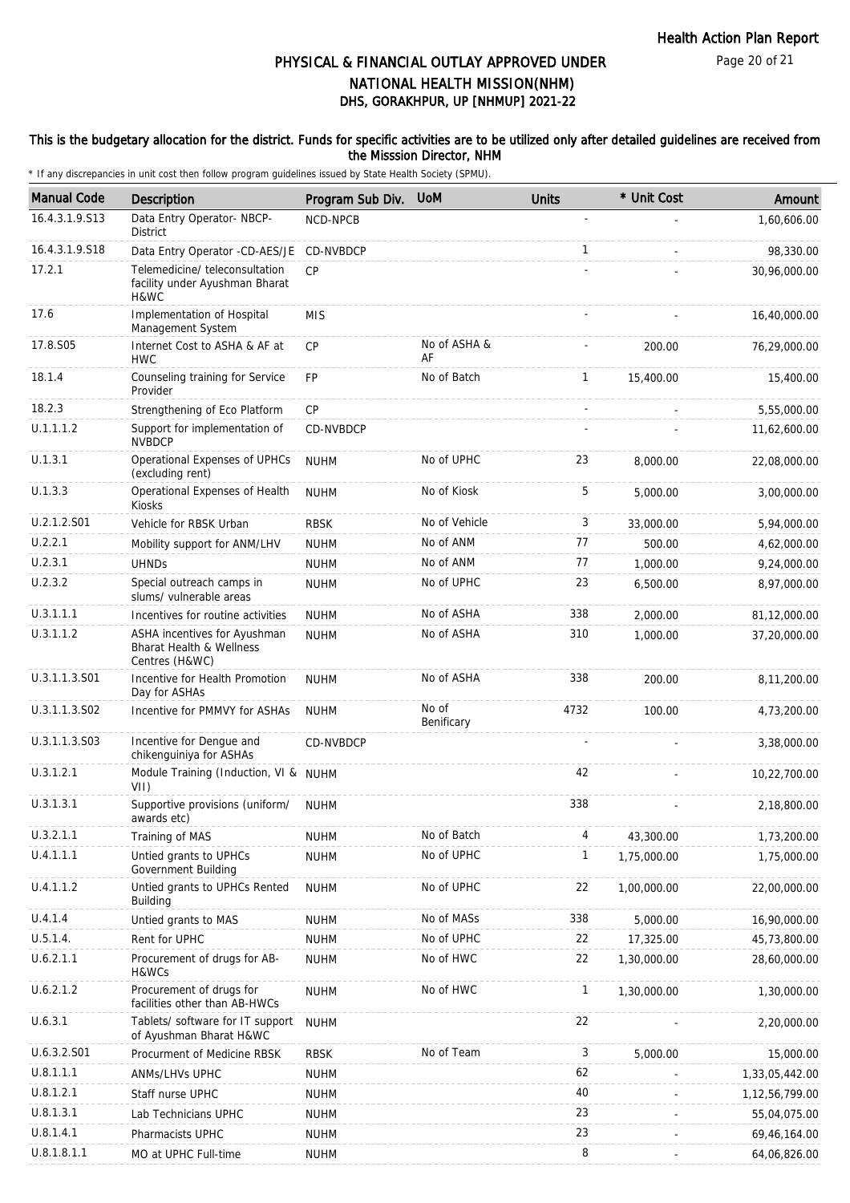# PHYSICAL & FINANCIAL OUTLAY APPROVED UNDER NATIONAL HEALTH MISSION(NHM)
## DHS, GORAKHPUR, UP [NHMUP] 2021-22

**This is the budgetary allocation for the district. Funds for specific activities are to be utilized only after detailed guidelines are received from the Misssion Director, NHM**

\* If any discrepancies in unit cost then follow program guidelines issued by State Health Society (SPMU).

| Manual Code | Description | Program Sub Div. | UoM | Units | * Unit Cost | Amount |
|---|---|---|---|---|---|---|
| 16.4.3.1.9.S13 | Data Entry Operator- NBCP-District | NCD-NPCB | | - | - | 1,60,606.00 |
| 16.4.3.1.9.S18 | Data Entry Operator -CD-AES/JE | CD-NVBDCP | | 1 | - | 98,330.00 |
| 17.2.1 | Telemedicine/ teleconsultation facility under Ayushman Bharat H&WC | CP | | - | - | 30,96,000.00 |
| 17.6 | Implementation of Hospital Management System | MIS | | - | - | 16,40,000.00 |
| 17.8.S05 | Internet Cost to ASHA & AF at HWC | CP | No of ASHA & AF | - | 200.00 | 76,29,000.00 |
| 18.1.4 | Counseling training for Service Provider | FP | No of Batch | 1 | 15,400.00 | 15,400.00 |
| 18.2.3 | Strengthening of Eco Platform | CP | | - | - | 5,55,000.00 |
| U.1.1.1.2 | Support for implementation of NVBDCP | CD-NVBDCP | | - | - | 11,62,600.00 |
| U.1.3.1 | Operational Expenses of UPHCs (excluding rent) | NUHM | No of UPHC | 23 | 8,000.00 | 22,08,000.00 |
| U.1.3.3 | Operational Expenses of Health Kiosks | NUHM | No of Kiosk | 5 | 5,000.00 | 3,00,000.00 |
| U.2.1.2.S01 | Vehicle for RBSK Urban | RBSK | No of Vehicle | 3 | 33,000.00 | 5,94,000.00 |
| U.2.2.1 | Mobility support for ANM/LHV | NUHM | No of ANM | 77 | 500.00 | 4,62,000.00 |
| U.2.3.1 | UHNDs | NUHM | No of ANM | 77 | 1,000.00 | 9,24,000.00 |
| U.2.3.2 | Special outreach camps in slums/ vulnerable areas | NUHM | No of UPHC | 23 | 6,500.00 | 8,97,000.00 |
| U.3.1.1.1 | Incentives for routine activities | NUHM | No of ASHA | 338 | 2,000.00 | 81,12,000.00 |
| U.3.1.1.2 | ASHA incentives for Ayushman Bharat Health & Wellness Centres (H&WC) | NUHM | No of ASHA | 310 | 1,000.00 | 37,20,000.00 |
| U.3.1.1.3.S01 | Incentive for Health Promotion Day for ASHAs | NUHM | No of ASHA | 338 | 200.00 | 8,11,200.00 |
| U.3.1.1.3.S02 | Incentive for PMMVY for ASHAs | NUHM | No of Benificary | 4732 | 100.00 | 4,73,200.00 |
| U.3.1.1.3.S03 | Incentive for Dengue and chikenguiniya for ASHAs | CD-NVBDCP | | - | - | 3,38,000.00 |
| U.3.1.2.1 | Module Training (Induction, VI & VII) | NUHM | | 42 | - | 10,22,700.00 |
| U.3.1.3.1 | Supportive provisions (uniform/ awards etc) | NUHM | | 338 | - | 2,18,800.00 |
| U.3.2.1.1 | Training of MAS | NUHM | No of Batch | 4 | 43,300.00 | 1,73,200.00 |
| U.4.1.1.1 | Untied grants to UPHCs Government Building | NUHM | No of UPHC | 1 | 1,75,000.00 | 1,75,000.00 |
| U.4.1.1.2 | Untied grants to UPHCs Rented Building | NUHM | No of UPHC | 22 | 1,00,000.00 | 22,00,000.00 |
| U.4.1.4 | Untied grants to MAS | NUHM | No of MASs | 338 | 5,000.00 | 16,90,000.00 |
| U.5.1.4. | Rent for UPHC | NUHM | No of UPHC | 22 | 17,325.00 | 45,73,800.00 |
| U.6.2.1.1 | Procurement of drugs for AB-H&WCs | NUHM | No of HWC | 22 | 1,30,000.00 | 28,60,000.00 |
| U.6.2.1.2 | Procurement of drugs for facilities other than AB-HWCs | NUHM | No of HWC | 1 | 1,30,000.00 | 1,30,000.00 |
| U.6.3.1 | Tablets/ software for IT support of Ayushman Bharat H&WC | NUHM | | 22 | - | 2,20,000.00 |
| U.6.3.2.S01 | Procurment of Medicine RBSK | RBSK | No of Team | 3 | 5,000.00 | 15,000.00 |
| U.8.1.1.1 | ANMs/LHVs UPHC | NUHM | | 62 | - | 1,33,05,442.00 |
| U.8.1.2.1 | Staff nurse UPHC | NUHM | | 40 | - | 1,12,56,799.00 |
| U.8.1.3.1 | Lab Technicians UPHC | NUHM | | 23 | - | 55,04,075.00 |
| U.8.1.4.1 | Pharmacists UPHC | NUHM | | 23 | - | 69,46,164.00 |
| U.8.1.8.1.1 | MO at UPHC Full-time | NUHM | | 8 | - | 64,06,826.00 |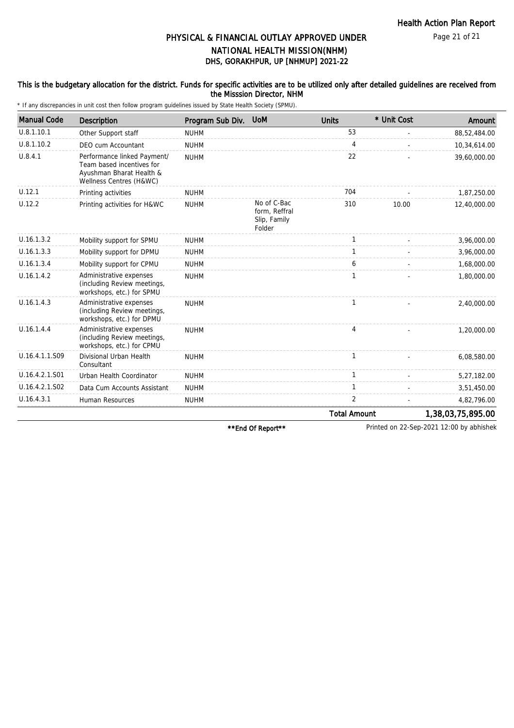# PHYSICAL & FINANCIAL OUTLAY APPROVED UNDER NATIONAL HEALTH MISSION(NHM)

## DHS, GORAKHPUR, UP [NHMUP] 2021-22

**This is the budgetary allocation for the district. Funds for specific activities are to be utilized only after detailed guidelines are received from the Misssion Director, NHM**

* If any discrepancies in unit cost then follow program guidelines issued by State Health Society (SPMU).

| Manual Code | Description | Program Sub Div. | UoM | Units | * Unit Cost | Amount |
|---|---|---|---|---|---|---|
| U.8.1.10.1 | Other Support staff | NUHM | | 53 | - | 88,52,484.00 |
| U.8.1.10.2 | DEO cum Accountant | NUHM | | 4 | - | 10,34,614.00 |
| U.8.4.1 | Performance linked Payment/ Team based incentives for Ayushman Bharat Health & Wellness Centres (H&WC) | NUHM | | 22 | - | 39,60,000.00 |
| U.12.1 | Printing activities | NUHM | | 704 | - | 1,87,250.00 |
| U.12.2 | Printing activities for H&WC | NUHM | No of C-Bac form, Reffral Slip, Family Folder | 310 | 10.00 | 12,40,000.00 |
| U.16.1.3.2 | Mobility support for SPMU | NUHM | | 1 | - | 3,96,000.00 |
| U.16.1.3.3 | Mobility support for DPMU | NUHM | | 1 | - | 3,96,000.00 |
| U.16.1.3.4 | Mobility support for CPMU | NUHM | | 6 | - | 1,68,000.00 |
| U.16.1.4.2 | Administrative expenses (including Review meetings, workshops, etc.) for SPMU | NUHM | | 1 | - | 1,80,000.00 |
| U.16.1.4.3 | Administrative expenses (including Review meetings, workshops, etc.) for DPMU | NUHM | | 1 | - | 2,40,000.00 |
| U.16.1.4.4 | Administrative expenses (including Review meetings, workshops, etc.) for CPMU | NUHM | | 4 | - | 1,20,000.00 |
| U.16.4.1.1.S09 | Divisional Urban Health Consultant | NUHM | | 1 | - | 6,08,580.00 |
| U.16.4.2.1.S01 | Urban Health Coordinator | NUHM | | 1 | - | 5,27,182.00 |
| U.16.4.2.1.S02 | Data Cum Accounts Assistant | NUHM | | 1 | - | 3,51,450.00 |
| U.16.4.3.1 | Human Resources | NUHM | | 2 | - | 4,82,796.00 |
| | | | | **Total Amount** | | **1,38,03,75,895.00** |

**End Of Report**

Printed on 22-Sep-2021 12:00 by abhishek